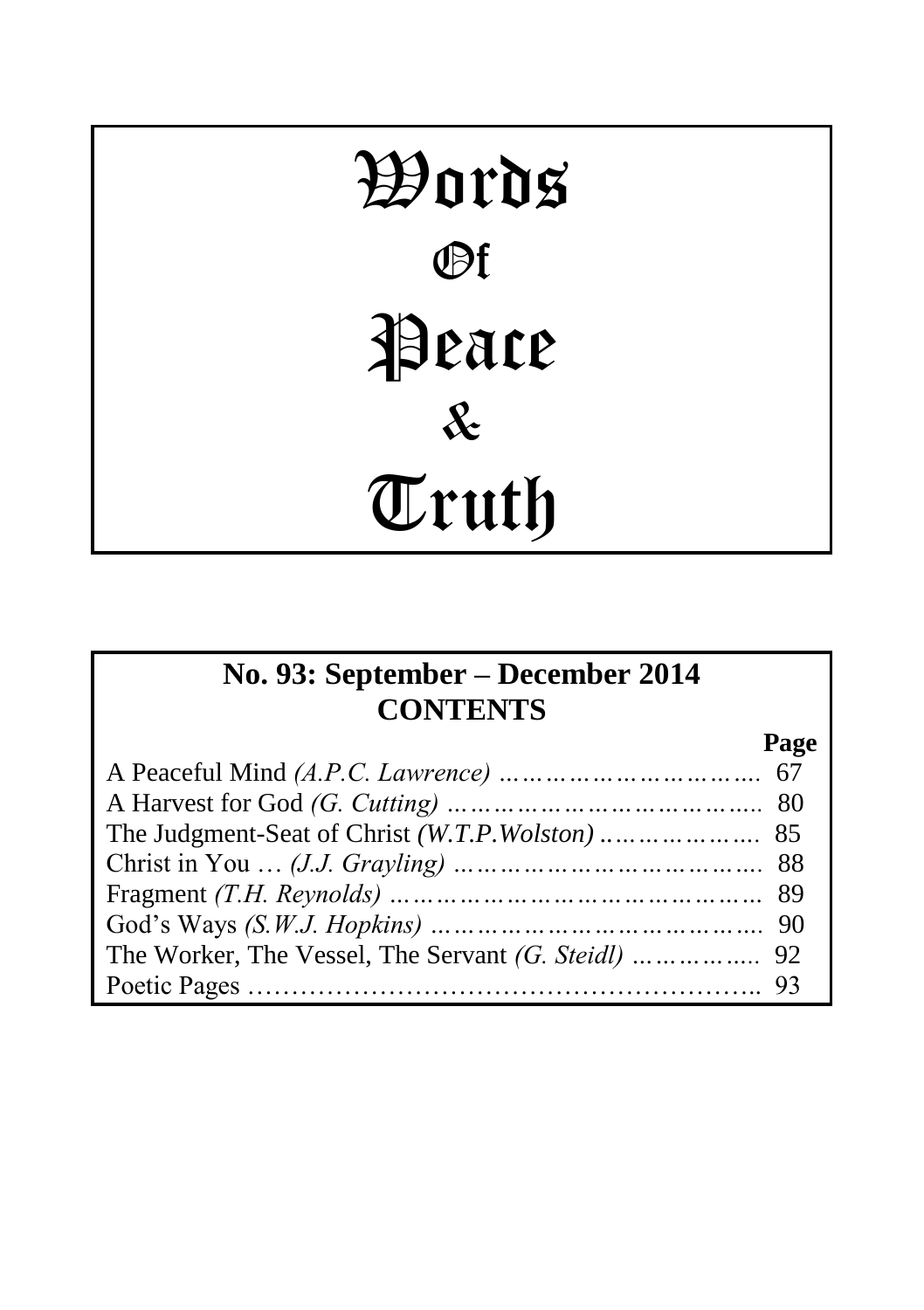# Words Of Peace & Truth

## No. 93: September – December 2014

## CONTENTS

| | Page |
|---|---|
| A Peaceful Mind *(A.P.C. Lawrence)* | 67 |
| A Harvest for God *(G. Cutting)* | 80 |
| The Judgment-Seat of Christ *(W.T.P.Wolston)* | 85 |
| Christ in You … *(J.J. Grayling)* | 88 |
| Fragment *(T.H. Reynolds)* | 89 |
| God's Ways *(S.W.J. Hopkins)* | 90 |
| The Worker, The Vessel, The Servant *(G. Steidl)* | 92 |
| Poetic Pages | 93 |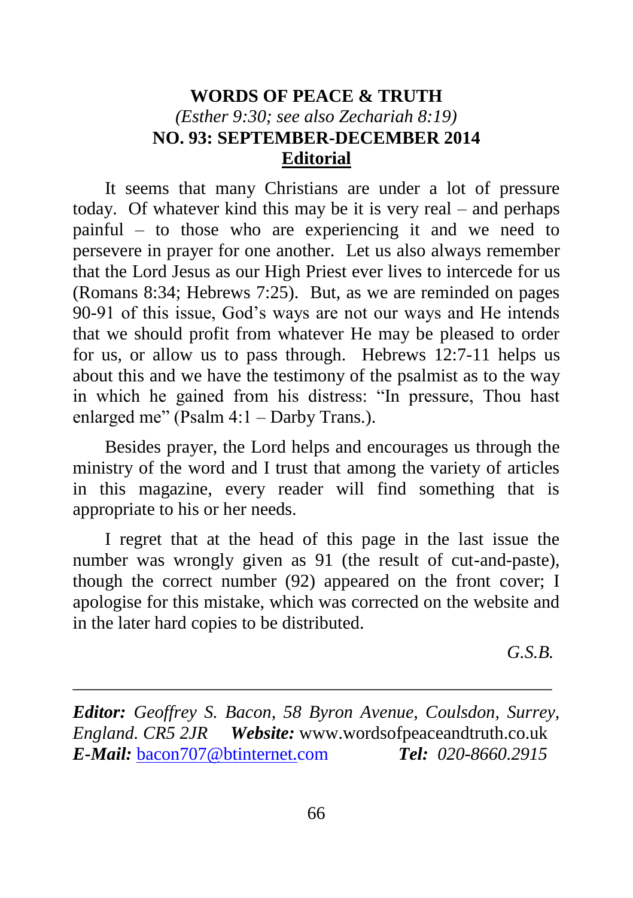# WORDS OF PEACE & TRUTH

*(Esther 9:30; see also Zechariah 8:19)*

**NO. 93: SEPTEMBER-DECEMBER 2014**

## Editorial

It seems that many Christians are under a lot of pressure today. Of whatever kind this may be it is very real – and perhaps painful – to those who are experiencing it and we need to persevere in prayer for one another. Let us also always remember that the Lord Jesus as our High Priest ever lives to intercede for us (Romans 8:34; Hebrews 7:25). But, as we are reminded on pages 90-91 of this issue, God's ways are not our ways and He intends that we should profit from whatever He may be pleased to order for us, or allow us to pass through. Hebrews 12:7-11 helps us about this and we have the testimony of the psalmist as to the way in which he gained from his distress: "In pressure, Thou hast enlarged me" (Psalm 4:1 – Darby Trans.).

Besides prayer, the Lord helps and encourages us through the ministry of the word and I trust that among the variety of articles in this magazine, every reader will find something that is appropriate to his or her needs.

I regret that at the head of this page in the last issue the number was wrongly given as 91 (the result of cut-and-paste), though the correct number (92) appeared on the front cover; I apologise for this mistake, which was corrected on the website and in the later hard copies to be distributed.

*G.S.B.*

---

***Editor:*** *Geoffrey S. Bacon, 58 Byron Avenue, Coulsdon, Surrey, England. CR5 2JR* ***Website:*** www.wordsofpeaceandtruth.co.uk
***E-Mail:*** bacon707@btinternet.com ***Tel:*** *020-8660.2915*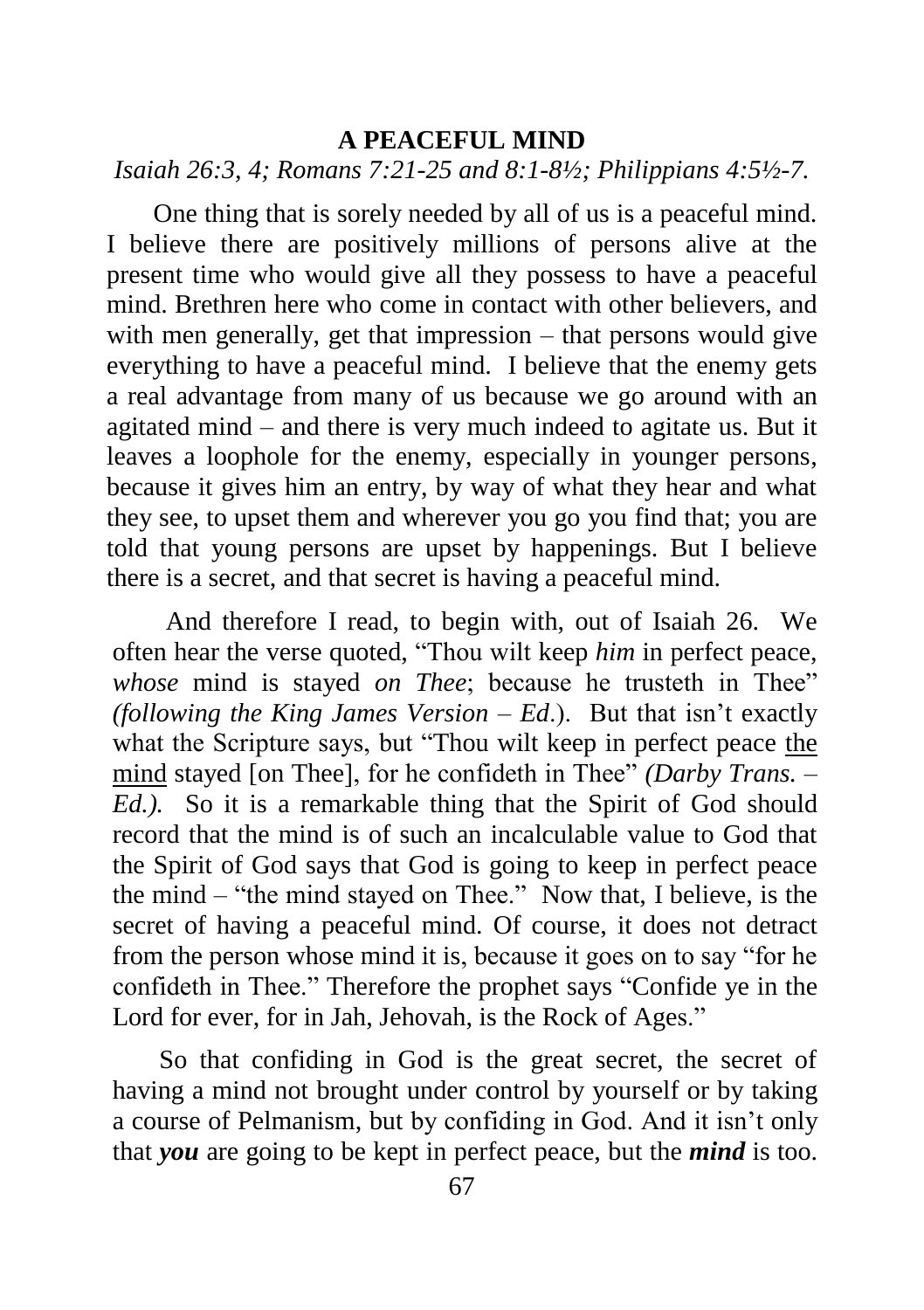## A PEACEFUL MIND

*Isaiah 26:3, 4; Romans 7:21-25 and 8:1-8½; Philippians 4:5½-7.*

One thing that is sorely needed by all of us is a peaceful mind. I believe there are positively millions of persons alive at the present time who would give all they possess to have a peaceful mind. Brethren here who come in contact with other believers, and with men generally, get that impression – that persons would give everything to have a peaceful mind. I believe that the enemy gets a real advantage from many of us because we go around with an agitated mind – and there is very much indeed to agitate us. But it leaves a loophole for the enemy, especially in younger persons, because it gives him an entry, by way of what they hear and what they see, to upset them and wherever you go you find that; you are told that young persons are upset by happenings. But I believe there is a secret, and that secret is having a peaceful mind.

And therefore I read, to begin with, out of Isaiah 26. We often hear the verse quoted, "Thou wilt keep *him* in perfect peace, *whose* mind is stayed *on Thee*; because he trusteth in Thee" *(following the King James Version – Ed*.). But that isn't exactly what the Scripture says, but "Thou wilt keep in perfect peace <u>the mind</u> stayed [on Thee], for he confideth in Thee" *(Darby Trans. – Ed.).* So it is a remarkable thing that the Spirit of God should record that the mind is of such an incalculable value to God that the Spirit of God says that God is going to keep in perfect peace the mind – "the mind stayed on Thee." Now that, I believe, is the secret of having a peaceful mind. Of course, it does not detract from the person whose mind it is, because it goes on to say "for he confideth in Thee." Therefore the prophet says "Confide ye in the Lord for ever, for in Jah, Jehovah, is the Rock of Ages."

So that confiding in God is the great secret, the secret of having a mind not brought under control by yourself or by taking a course of Pelmanism, but by confiding in God. And it isn't only that ***you*** are going to be kept in perfect peace, but the ***mind*** is too.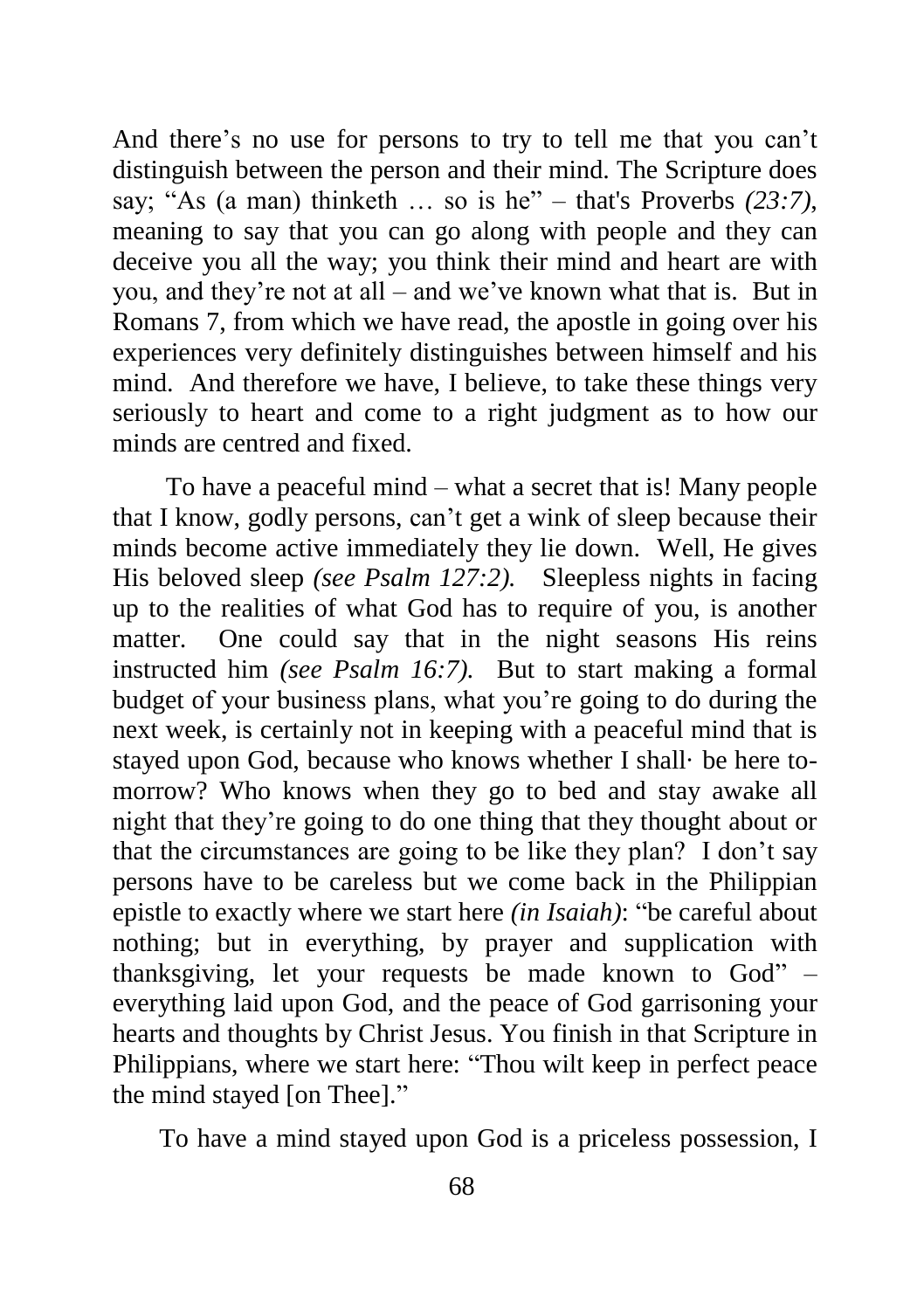And there's no use for persons to try to tell me that you can't distinguish between the person and their mind. The Scripture does say; "As (a man) thinketh … so is he" – that's Proverbs *(23:7)*, meaning to say that you can go along with people and they can deceive you all the way; you think their mind and heart are with you, and they're not at all – and we've known what that is. But in Romans 7, from which we have read, the apostle in going over his experiences very definitely distinguishes between himself and his mind. And therefore we have, I believe, to take these things very seriously to heart and come to a right judgment as to how our minds are centred and fixed.

To have a peaceful mind – what a secret that is! Many people that I know, godly persons, can't get a wink of sleep because their minds become active immediately they lie down. Well, He gives His beloved sleep *(see Psalm 127:2).* Sleepless nights in facing up to the realities of what God has to require of you, is another matter. One could say that in the night seasons His reins instructed him *(see Psalm 16:7).* But to start making a formal budget of your business plans, what you're going to do during the next week, is certainly not in keeping with a peaceful mind that is stayed upon God, because who knows whether I shall· be here to-morrow? Who knows when they go to bed and stay awake all night that they're going to do one thing that they thought about or that the circumstances are going to be like they plan? I don't say persons have to be careless but we come back in the Philippian epistle to exactly where we start here *(in Isaiah)*: "be careful about nothing; but in everything, by prayer and supplication with thanksgiving, let your requests be made known to God" – everything laid upon God, and the peace of God garrisoning your hearts and thoughts by Christ Jesus. You finish in that Scripture in Philippians, where we start here: "Thou wilt keep in perfect peace the mind stayed [on Thee]."

To have a mind stayed upon God is a priceless possession, I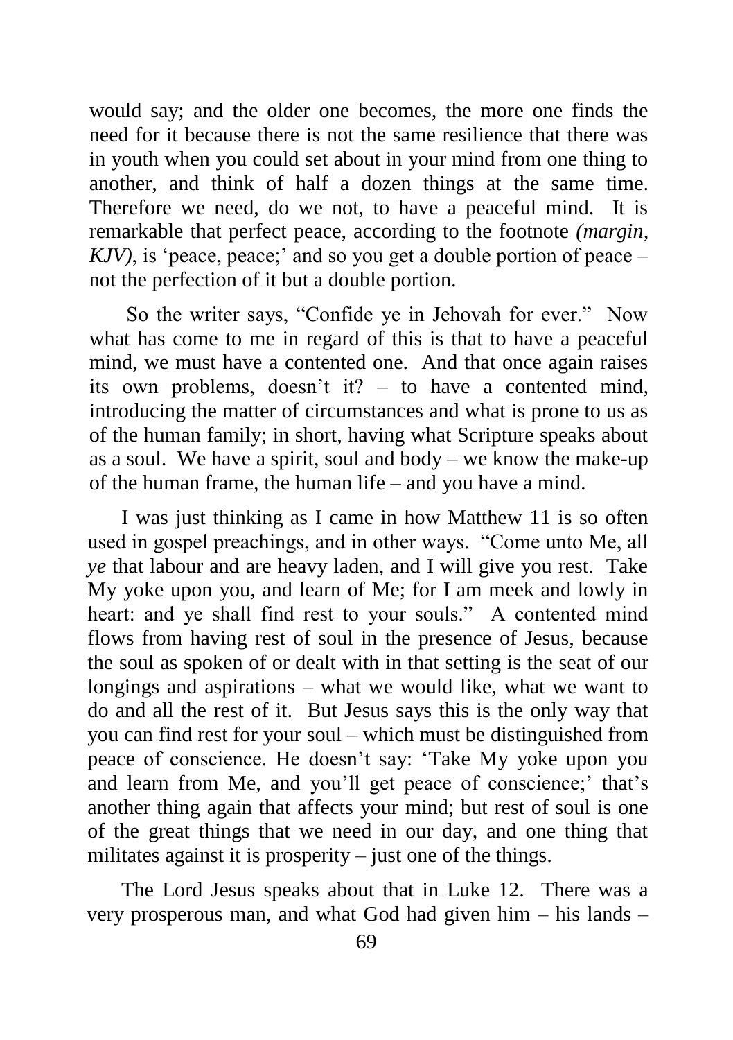would say; and the older one becomes, the more one finds the need for it because there is not the same resilience that there was in youth when you could set about in your mind from one thing to another, and think of half a dozen things at the same time. Therefore we need, do we not, to have a peaceful mind. It is remarkable that perfect peace, according to the footnote *(margin, KJV)*, is 'peace, peace;' and so you get a double portion of peace – not the perfection of it but a double portion.

So the writer says, "Confide ye in Jehovah for ever." Now what has come to me in regard of this is that to have a peaceful mind, we must have a contented one. And that once again raises its own problems, doesn't it? – to have a contented mind, introducing the matter of circumstances and what is prone to us as of the human family; in short, having what Scripture speaks about as a soul. We have a spirit, soul and body – we know the make-up of the human frame, the human life – and you have a mind.

I was just thinking as I came in how Matthew 11 is so often used in gospel preachings, and in other ways. "Come unto Me, all *ye* that labour and are heavy laden, and I will give you rest. Take My yoke upon you, and learn of Me; for I am meek and lowly in heart: and ye shall find rest to your souls." A contented mind flows from having rest of soul in the presence of Jesus, because the soul as spoken of or dealt with in that setting is the seat of our longings and aspirations – what we would like, what we want to do and all the rest of it. But Jesus says this is the only way that you can find rest for your soul – which must be distinguished from peace of conscience. He doesn't say: 'Take My yoke upon you and learn from Me, and you'll get peace of conscience;' that's another thing again that affects your mind; but rest of soul is one of the great things that we need in our day, and one thing that militates against it is prosperity – just one of the things.

The Lord Jesus speaks about that in Luke 12. There was a very prosperous man, and what God had given him – his lands –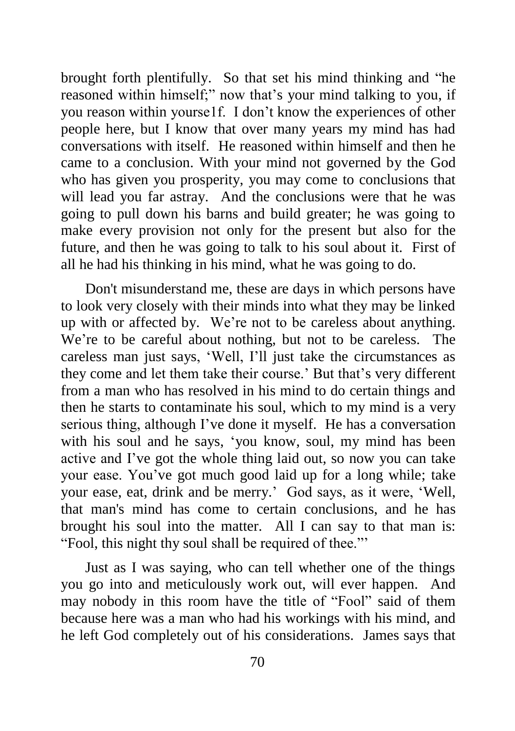brought forth plentifully. So that set his mind thinking and "he reasoned within himself;" now that's your mind talking to you, if you reason within yourse1f. I don't know the experiences of other people here, but I know that over many years my mind has had conversations with itself. He reasoned within himself and then he came to a conclusion. With your mind not governed by the God who has given you prosperity, you may come to conclusions that will lead you far astray. And the conclusions were that he was going to pull down his barns and build greater; he was going to make every provision not only for the present but also for the future, and then he was going to talk to his soul about it. First of all he had his thinking in his mind, what he was going to do.

Don't misunderstand me, these are days in which persons have to look very closely with their minds into what they may be linked up with or affected by. We're not to be careless about anything. We're to be careful about nothing, but not to be careless. The careless man just says, 'Well, I'll just take the circumstances as they come and let them take their course.' But that's very different from a man who has resolved in his mind to do certain things and then he starts to contaminate his soul, which to my mind is a very serious thing, although I've done it myself. He has a conversation with his soul and he says, 'you know, soul, my mind has been active and I've got the whole thing laid out, so now you can take your ease. You've got much good laid up for a long while; take your ease, eat, drink and be merry.' God says, as it were, 'Well, that man's mind has come to certain conclusions, and he has brought his soul into the matter. All I can say to that man is: "Fool, this night thy soul shall be required of thee."'

Just as I was saying, who can tell whether one of the things you go into and meticulously work out, will ever happen. And may nobody in this room have the title of "Fool" said of them because here was a man who had his workings with his mind, and he left God completely out of his considerations. James says that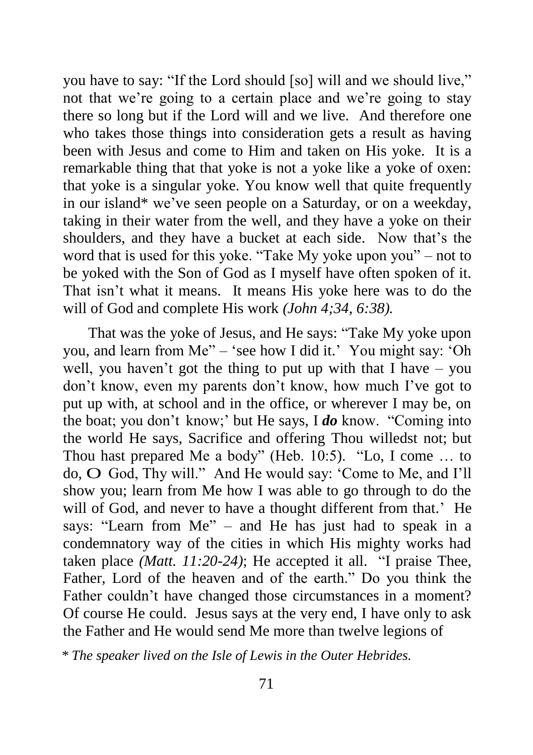you have to say: “If the Lord should [so] will and we should live,” not that we’re going to a certain place and we’re going to stay there so long but if the Lord will and we live. And therefore one who takes those things into consideration gets a result as having been with Jesus and come to Him and taken on His yoke. It is a remarkable thing that that yoke is not a yoke like a yoke of oxen: that yoke is a singular yoke. You know well that quite frequently in our island* we’ve seen people on a Saturday, or on a weekday, taking in their water from the well, and they have a yoke on their shoulders, and they have a bucket at each side. Now that’s the word that is used for this yoke. “Take My yoke upon you” – not to be yoked with the Son of God as I myself have often spoken of it. That isn’t what it means. It means His yoke here was to do the will of God and complete His work *(John 4;34, 6:38).*

That was the yoke of Jesus, and He says: “Take My yoke upon you, and learn from Me” – ‘see how I did it.’ You might say: ‘Oh well, you haven’t got the thing to put up with that I have – you don’t know, even my parents don’t know, how much I’ve got to put up with, at school and in the office, or wherever I may be, on the boat; you don’t know;’ but He says, I ***do*** know. “Coming into the world He says, Sacrifice and offering Thou willedst not; but Thou hast prepared Me a body” (Heb. 10:5). “Lo, I come … to do, O God, Thy will.” And He would say: ‘Come to Me, and I’ll show you; learn from Me how I was able to go through to do the will of God, and never to have a thought different from that.’ He says: “Learn from Me” – and He has just had to speak in a condemnatory way of the cities in which His mighty works had taken place *(Matt. 11:20-24)*; He accepted it all. “I praise Thee, Father, Lord of the heaven and of the earth.” Do you think the Father couldn’t have changed those circumstances in a moment? Of course He could. Jesus says at the very end, I have only to ask the Father and He would send Me more than twelve legions of

* *The speaker lived on the Isle of Lewis in the Outer Hebrides.*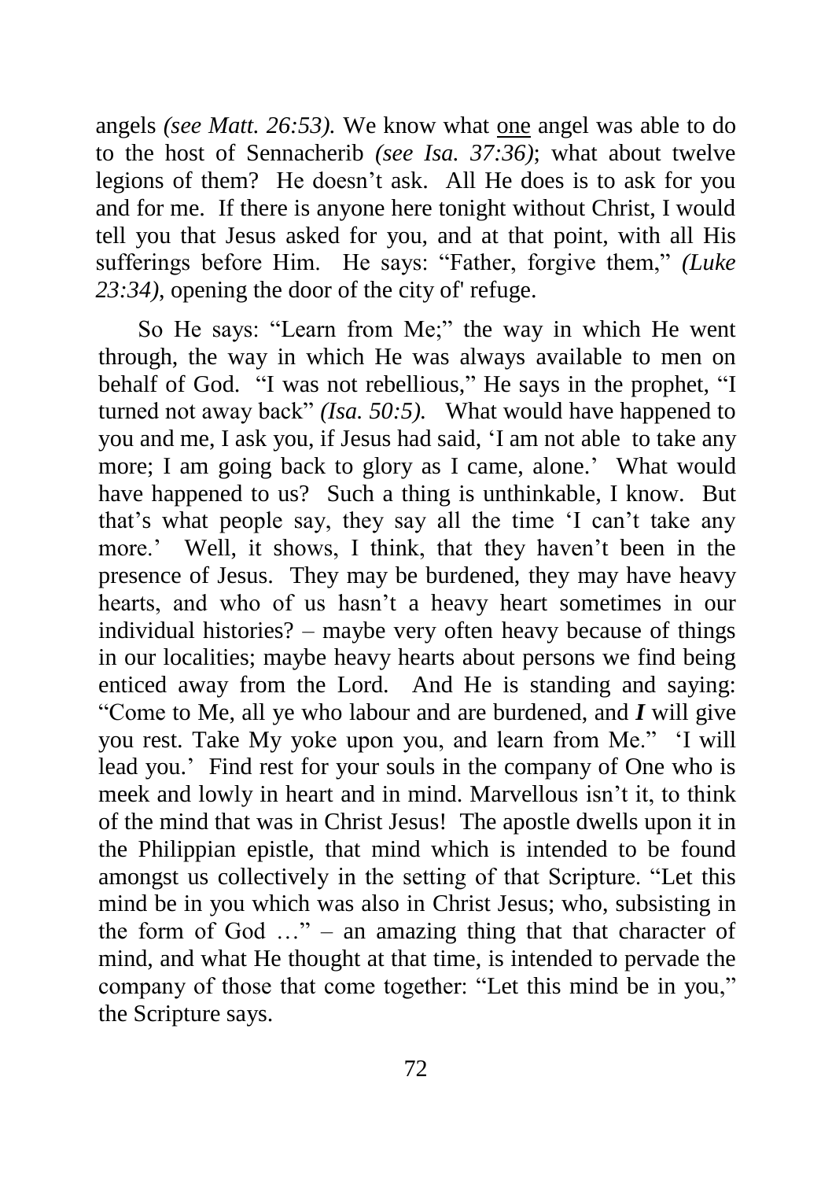angels *(see Matt. 26:53).* We know what <u>one</u> angel was able to do to the host of Sennacherib *(see Isa. 37:36)*; what about twelve legions of them? He doesn't ask. All He does is to ask for you and for me. If there is anyone here tonight without Christ, I would tell you that Jesus asked for you, and at that point, with all His sufferings before Him. He says: "Father, forgive them," *(Luke 23:34)*, opening the door of the city of' refuge.

So He says: "Learn from Me;" the way in which He went through, the way in which He was always available to men on behalf of God. "I was not rebellious," He says in the prophet, "I turned not away back" *(Isa. 50:5).* What would have happened to you and me, I ask you, if Jesus had said, 'I am not able to take any more; I am going back to glory as I came, alone.' What would have happened to us? Such a thing is unthinkable, I know. But that's what people say, they say all the time 'I can't take any more.' Well, it shows, I think, that they haven't been in the presence of Jesus. They may be burdened, they may have heavy hearts, and who of us hasn't a heavy heart sometimes in our individual histories? – maybe very often heavy because of things in our localities; maybe heavy hearts about persons we find being enticed away from the Lord. And He is standing and saying: "Come to Me, all ye who labour and are burdened, and ***I*** will give you rest. Take My yoke upon you, and learn from Me." 'I will lead you.' Find rest for your souls in the company of One who is meek and lowly in heart and in mind. Marvellous isn't it, to think of the mind that was in Christ Jesus! The apostle dwells upon it in the Philippian epistle, that mind which is intended to be found amongst us collectively in the setting of that Scripture. "Let this mind be in you which was also in Christ Jesus; who, subsisting in the form of God …" – an amazing thing that that character of mind, and what He thought at that time, is intended to pervade the company of those that come together: "Let this mind be in you," the Scripture says.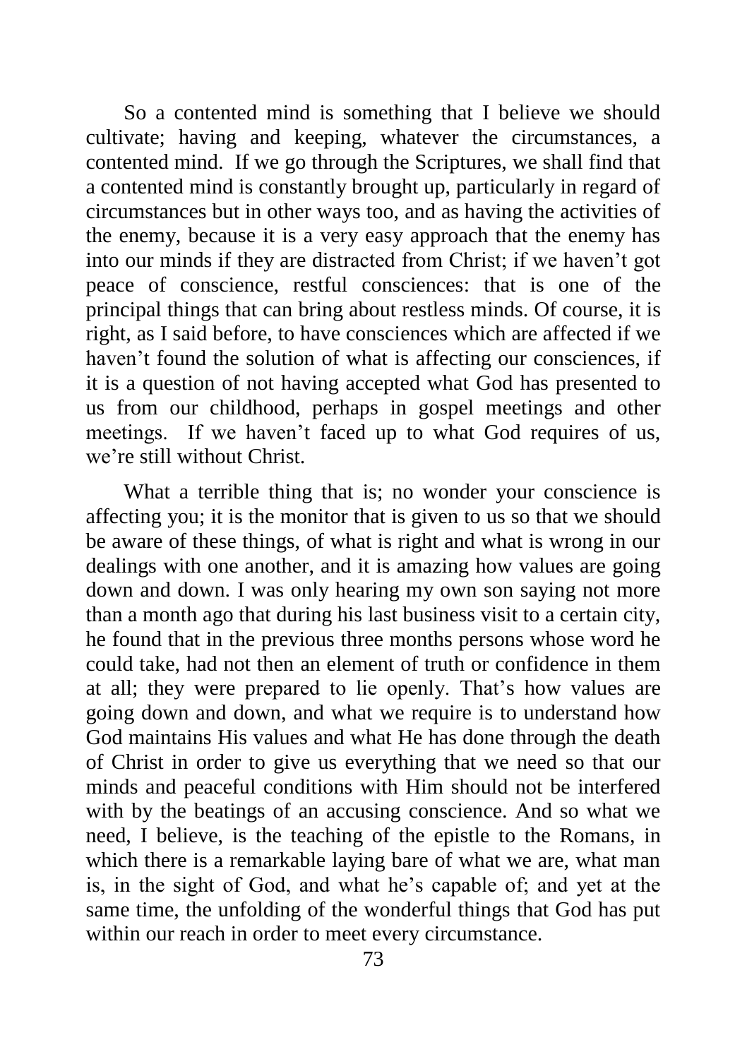So a contented mind is something that I believe we should cultivate; having and keeping, whatever the circumstances, a contented mind. If we go through the Scriptures, we shall find that a contented mind is constantly brought up, particularly in regard of circumstances but in other ways too, and as having the activities of the enemy, because it is a very easy approach that the enemy has into our minds if they are distracted from Christ; if we haven't got peace of conscience, restful consciences: that is one of the principal things that can bring about restless minds. Of course, it is right, as I said before, to have consciences which are affected if we haven't found the solution of what is affecting our consciences, if it is a question of not having accepted what God has presented to us from our childhood, perhaps in gospel meetings and other meetings. If we haven't faced up to what God requires of us, we're still without Christ.

What a terrible thing that is; no wonder your conscience is affecting you; it is the monitor that is given to us so that we should be aware of these things, of what is right and what is wrong in our dealings with one another, and it is amazing how values are going down and down. I was only hearing my own son saying not more than a month ago that during his last business visit to a certain city, he found that in the previous three months persons whose word he could take, had not then an element of truth or confidence in them at all; they were prepared to lie openly. That's how values are going down and down, and what we require is to understand how God maintains His values and what He has done through the death of Christ in order to give us everything that we need so that our minds and peaceful conditions with Him should not be interfered with by the beatings of an accusing conscience. And so what we need, I believe, is the teaching of the epistle to the Romans, in which there is a remarkable laying bare of what we are, what man is, in the sight of God, and what he's capable of; and yet at the same time, the unfolding of the wonderful things that God has put within our reach in order to meet every circumstance.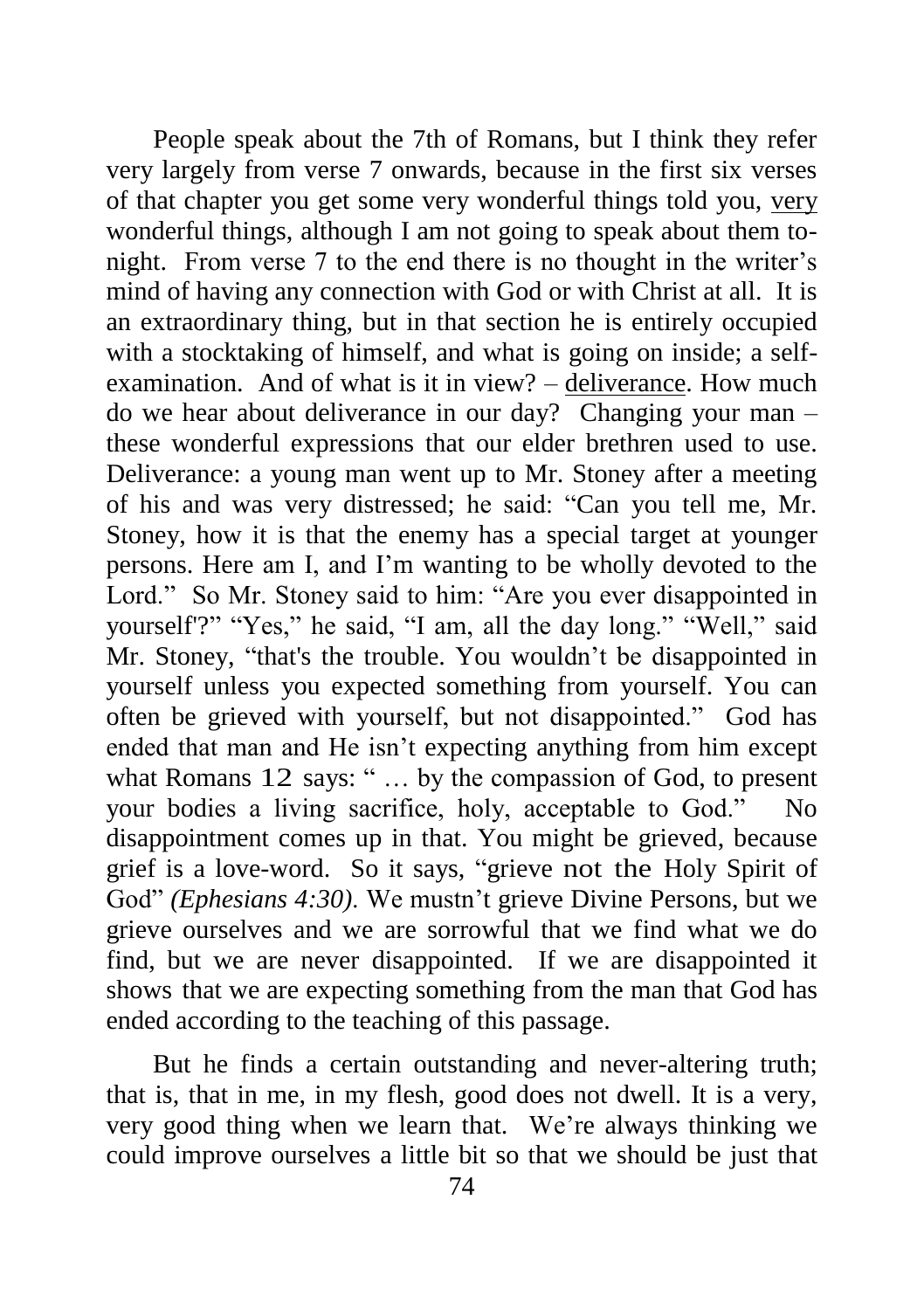People speak about the 7th of Romans, but I think they refer very largely from verse 7 onwards, because in the first six verses of that chapter you get some very wonderful things told you, <u>very</u> wonderful things, although I am not going to speak about them to-night. From verse 7 to the end there is no thought in the writer's mind of having any connection with God or with Christ at all. It is an extraordinary thing, but in that section he is entirely occupied with a stocktaking of himself, and what is going on inside; a self-examination. And of what is it in view? – <u>deliverance</u>. How much do we hear about deliverance in our day? Changing your man – these wonderful expressions that our elder brethren used to use. Deliverance: a young man went up to Mr. Stoney after a meeting of his and was very distressed; he said: "Can you tell me, Mr. Stoney, how it is that the enemy has a special target at younger persons. Here am I, and I'm wanting to be wholly devoted to the Lord." So Mr. Stoney said to him: "Are you ever disappointed in yourself'?" "Yes," he said, "I am, all the day long." "Well," said Mr. Stoney, "that's the trouble. You wouldn't be disappointed in yourself unless you expected something from yourself. You can often be grieved with yourself, but not disappointed." God has ended that man and He isn't expecting anything from him except what Romans 12 says: " … by the compassion of God, to present your bodies a living sacrifice, holy, acceptable to God." No disappointment comes up in that. You might be grieved, because grief is a love-word. So it says, "grieve not the Holy Spirit of God" *(Ephesians 4:30)*. We mustn't grieve Divine Persons, but we grieve ourselves and we are sorrowful that we find what we do find, but we are never disappointed. If we are disappointed it shows that we are expecting something from the man that God has ended according to the teaching of this passage.

But he finds a certain outstanding and never-altering truth; that is, that in me, in my flesh, good does not dwell. It is a very, very good thing when we learn that. We're always thinking we could improve ourselves a little bit so that we should be just that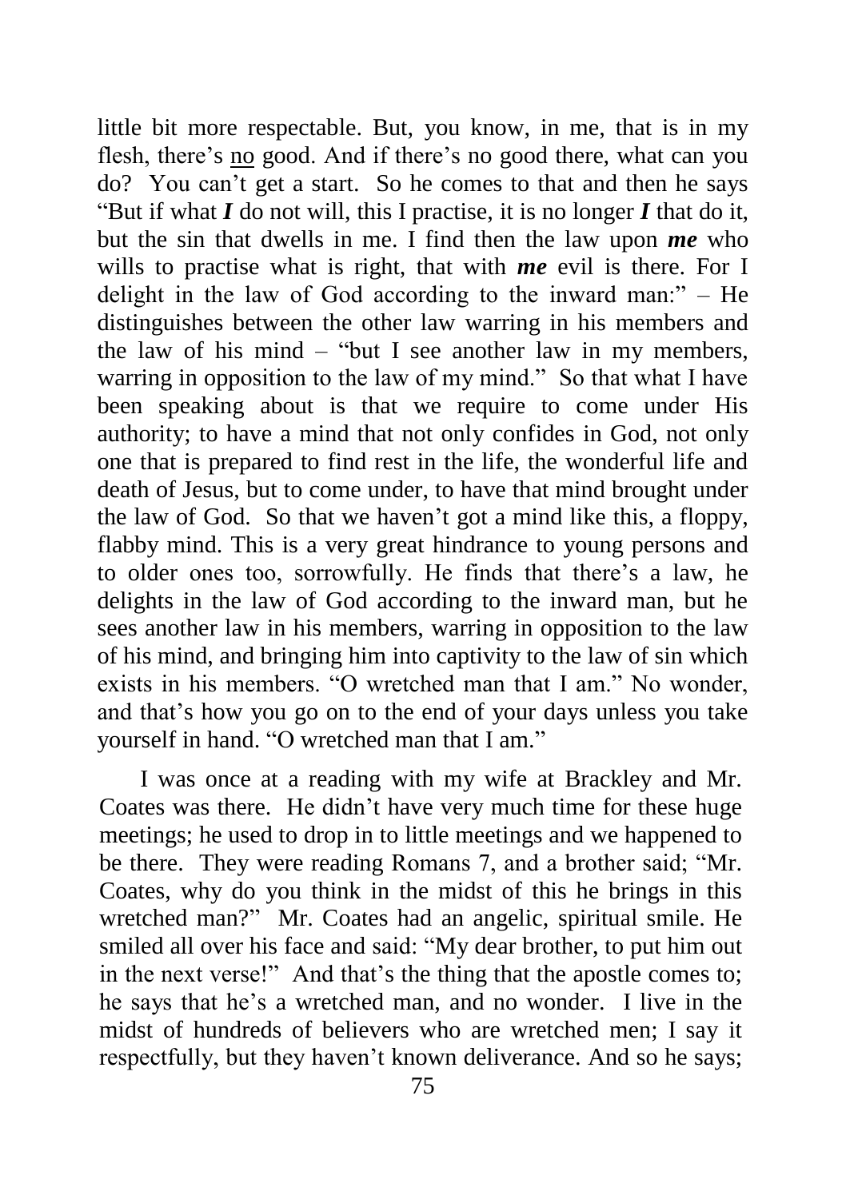little bit more respectable. But, you know, in me, that is in my flesh, there's no good. And if there's no good there, what can you do? You can't get a start. So he comes to that and then he says "But if what ***I*** do not will, this I practise, it is no longer ***I*** that do it, but the sin that dwells in me. I find then the law upon ***me*** who wills to practise what is right, that with ***me*** evil is there. For I delight in the law of God according to the inward man:" – He distinguishes between the other law warring in his members and the law of his mind – "but I see another law in my members, warring in opposition to the law of my mind." So that what I have been speaking about is that we require to come under His authority; to have a mind that not only confides in God, not only one that is prepared to find rest in the life, the wonderful life and death of Jesus, but to come under, to have that mind brought under the law of God. So that we haven't got a mind like this, a floppy, flabby mind. This is a very great hindrance to young persons and to older ones too, sorrowfully. He finds that there's a law, he delights in the law of God according to the inward man, but he sees another law in his members, warring in opposition to the law of his mind, and bringing him into captivity to the law of sin which exists in his members. "O wretched man that I am." No wonder, and that's how you go on to the end of your days unless you take yourself in hand. "O wretched man that I am."

I was once at a reading with my wife at Brackley and Mr. Coates was there. He didn't have very much time for these huge meetings; he used to drop in to little meetings and we happened to be there. They were reading Romans 7, and a brother said; "Mr. Coates, why do you think in the midst of this he brings in this wretched man?" Mr. Coates had an angelic, spiritual smile. He smiled all over his face and said: "My dear brother, to put him out in the next verse!" And that's the thing that the apostle comes to; he says that he's a wretched man, and no wonder. I live in the midst of hundreds of believers who are wretched men; I say it respectfully, but they haven't known deliverance. And so he says;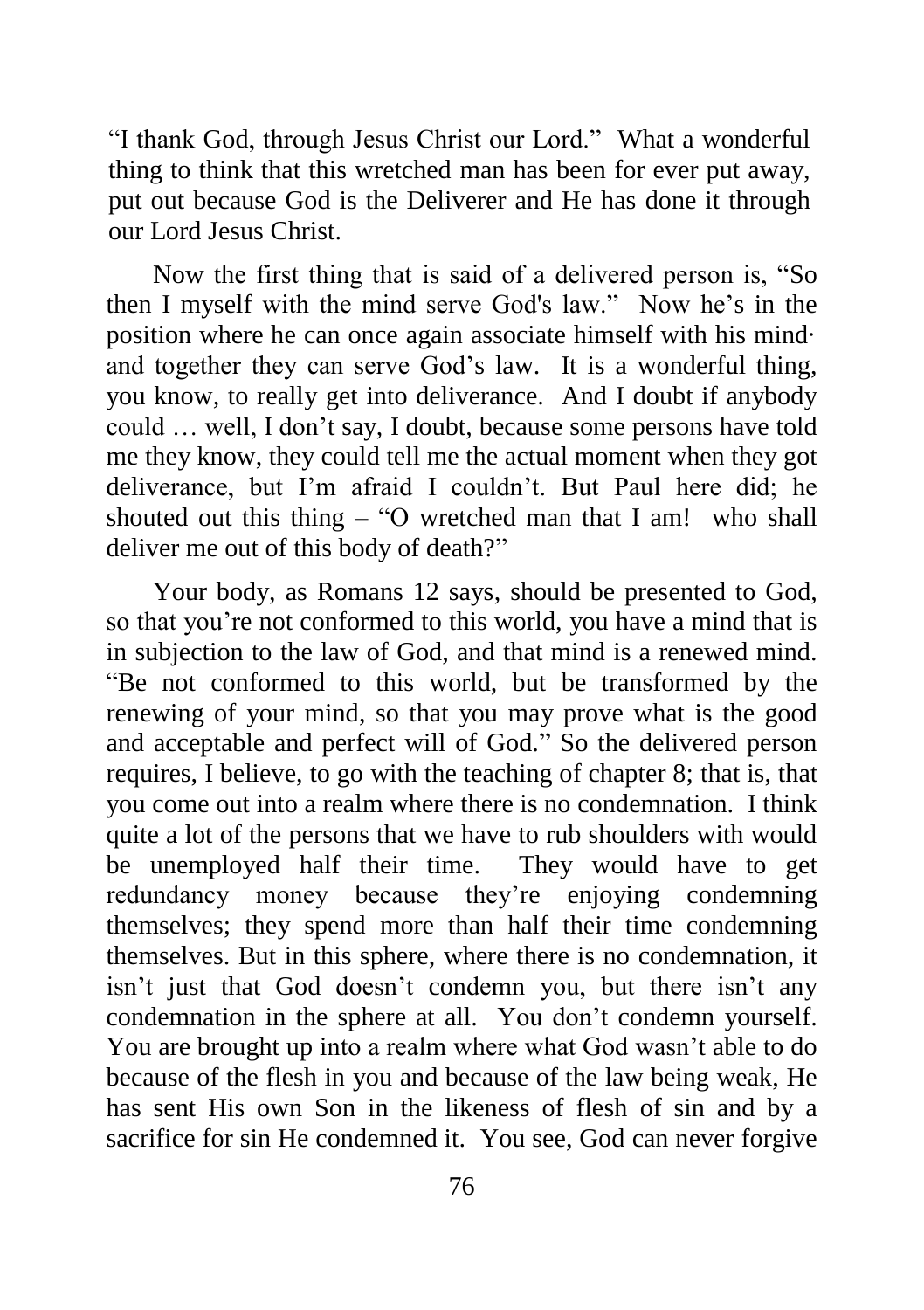"I thank God, through Jesus Christ our Lord." What a wonderful thing to think that this wretched man has been for ever put away, put out because God is the Deliverer and He has done it through our Lord Jesus Christ.

Now the first thing that is said of a delivered person is, "So then I myself with the mind serve God's law." Now he's in the position where he can once again associate himself with his mind· and together they can serve God's law. It is a wonderful thing, you know, to really get into deliverance. And I doubt if anybody could … well, I don't say, I doubt, because some persons have told me they know, they could tell me the actual moment when they got deliverance, but I'm afraid I couldn't. But Paul here did; he shouted out this thing – "O wretched man that I am! who shall deliver me out of this body of death?"

Your body, as Romans 12 says, should be presented to God, so that you're not conformed to this world, you have a mind that is in subjection to the law of God, and that mind is a renewed mind. "Be not conformed to this world, but be transformed by the renewing of your mind, so that you may prove what is the good and acceptable and perfect will of God." So the delivered person requires, I believe, to go with the teaching of chapter 8; that is, that you come out into a realm where there is no condemnation. I think quite a lot of the persons that we have to rub shoulders with would be unemployed half their time. They would have to get redundancy money because they're enjoying condemning themselves; they spend more than half their time condemning themselves. But in this sphere, where there is no condemnation, it isn't just that God doesn't condemn you, but there isn't any condemnation in the sphere at all. You don't condemn yourself. You are brought up into a realm where what God wasn't able to do because of the flesh in you and because of the law being weak, He has sent His own Son in the likeness of flesh of sin and by a sacrifice for sin He condemned it. You see, God can never forgive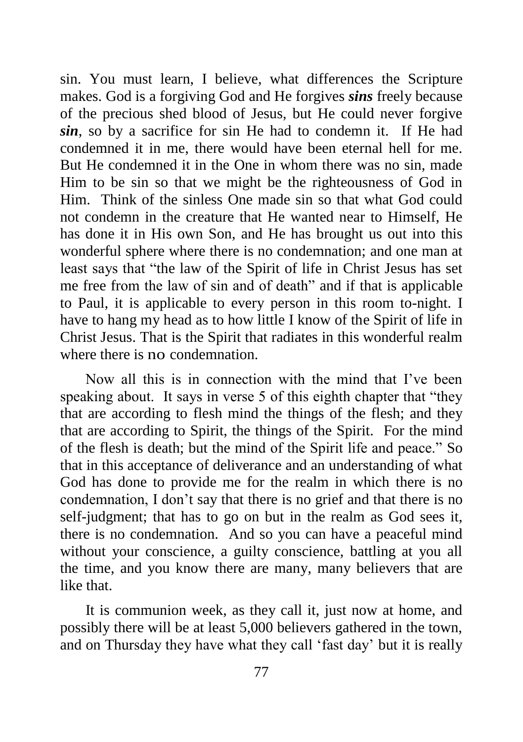sin. You must learn, I believe, what differences the Scripture makes. God is a forgiving God and He forgives ***sins*** freely because of the precious shed blood of Jesus, but He could never forgive ***sin***, so by a sacrifice for sin He had to condemn it. If He had condemned it in me, there would have been eternal hell for me. But He condemned it in the One in whom there was no sin, made Him to be sin so that we might be the righteousness of God in Him. Think of the sinless One made sin so that what God could not condemn in the creature that He wanted near to Himself, He has done it in His own Son, and He has brought us out into this wonderful sphere where there is no condemnation; and one man at least says that "the law of the Spirit of life in Christ Jesus has set me free from the law of sin and of death" and if that is applicable to Paul, it is applicable to every person in this room to-night. I have to hang my head as to how little I know of the Spirit of life in Christ Jesus. That is the Spirit that radiates in this wonderful realm where there is no condemnation.

Now all this is in connection with the mind that I've been speaking about. It says in verse 5 of this eighth chapter that "they that are according to flesh mind the things of the flesh; and they that are according to Spirit, the things of the Spirit. For the mind of the flesh is death; but the mind of the Spirit life and peace." So that in this acceptance of deliverance and an understanding of what God has done to provide me for the realm in which there is no condemnation, I don't say that there is no grief and that there is no self-judgment; that has to go on but in the realm as God sees it, there is no condemnation. And so you can have a peaceful mind without your conscience, a guilty conscience, battling at you all the time, and you know there are many, many believers that are like that.

It is communion week, as they call it, just now at home, and possibly there will be at least 5,000 believers gathered in the town, and on Thursday they have what they call 'fast day' but it is really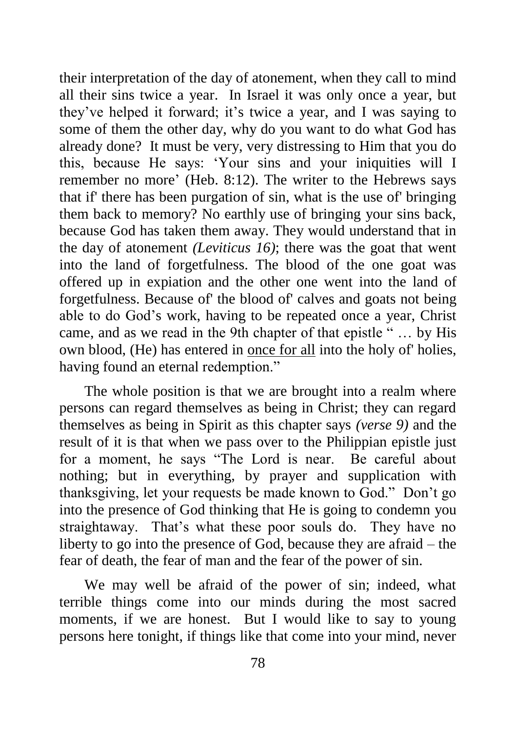their interpretation of the day of atonement, when they call to mind all their sins twice a year. In Israel it was only once a year, but they've helped it forward; it's twice a year, and I was saying to some of them the other day, why do you want to do what God has already done? It must be very, very distressing to Him that you do this, because He says: 'Your sins and your iniquities will I remember no more' (Heb. 8:12). The writer to the Hebrews says that if' there has been purgation of sin, what is the use of' bringing them back to memory? No earthly use of bringing your sins back, because God has taken them away. They would understand that in the day of atonement *(Leviticus 16)*; there was the goat that went into the land of forgetfulness. The blood of the one goat was offered up in expiation and the other one went into the land of forgetfulness. Because of' the blood of' calves and goats not being able to do God's work, having to be repeated once a year, Christ came, and as we read in the 9th chapter of that epistle " … by His own blood, (He) has entered in <u>once for all</u> into the holy of' holies, having found an eternal redemption."

The whole position is that we are brought into a realm where persons can regard themselves as being in Christ; they can regard themselves as being in Spirit as this chapter says *(verse 9)* and the result of it is that when we pass over to the Philippian epistle just for a moment, he says "The Lord is near. Be careful about nothing; but in everything, by prayer and supplication with thanksgiving, let your requests be made known to God." Don't go into the presence of God thinking that He is going to condemn you straightaway. That's what these poor souls do. They have no liberty to go into the presence of God, because they are afraid – the fear of death, the fear of man and the fear of the power of sin.

We may well be afraid of the power of sin; indeed, what terrible things come into our minds during the most sacred moments, if we are honest. But I would like to say to young persons here tonight, if things like that come into your mind, never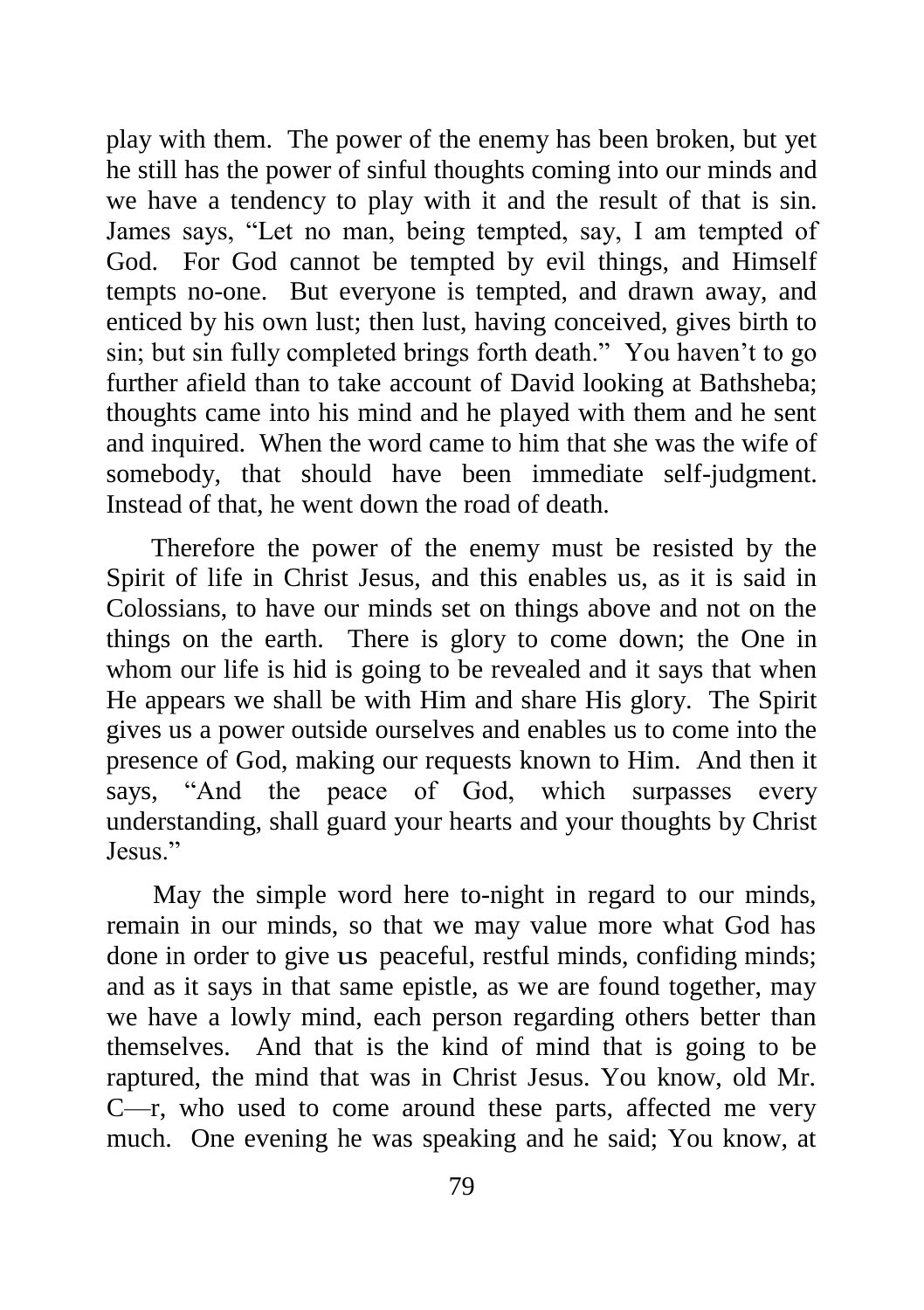play with them. The power of the enemy has been broken, but yet he still has the power of sinful thoughts coming into our minds and we have a tendency to play with it and the result of that is sin. James says, "Let no man, being tempted, say, I am tempted of God. For God cannot be tempted by evil things, and Himself tempts no-one. But everyone is tempted, and drawn away, and enticed by his own lust; then lust, having conceived, gives birth to sin; but sin fully completed brings forth death." You haven't to go further afield than to take account of David looking at Bathsheba; thoughts came into his mind and he played with them and he sent and inquired. When the word came to him that she was the wife of somebody, that should have been immediate self-judgment. Instead of that, he went down the road of death.

Therefore the power of the enemy must be resisted by the Spirit of life in Christ Jesus, and this enables us, as it is said in Colossians, to have our minds set on things above and not on the things on the earth. There is glory to come down; the One in whom our life is hid is going to be revealed and it says that when He appears we shall be with Him and share His glory. The Spirit gives us a power outside ourselves and enables us to come into the presence of God, making our requests known to Him. And then it says, "And the peace of God, which surpasses every understanding, shall guard your hearts and your thoughts by Christ Jesus."

May the simple word here to-night in regard to our minds, remain in our minds, so that we may value more what God has done in order to give us peaceful, restful minds, confiding minds; and as it says in that same epistle, as we are found together, may we have a lowly mind, each person regarding others better than themselves. And that is the kind of mind that is going to be raptured, the mind that was in Christ Jesus. You know, old Mr. C—r, who used to come around these parts, affected me very much. One evening he was speaking and he said; You know, at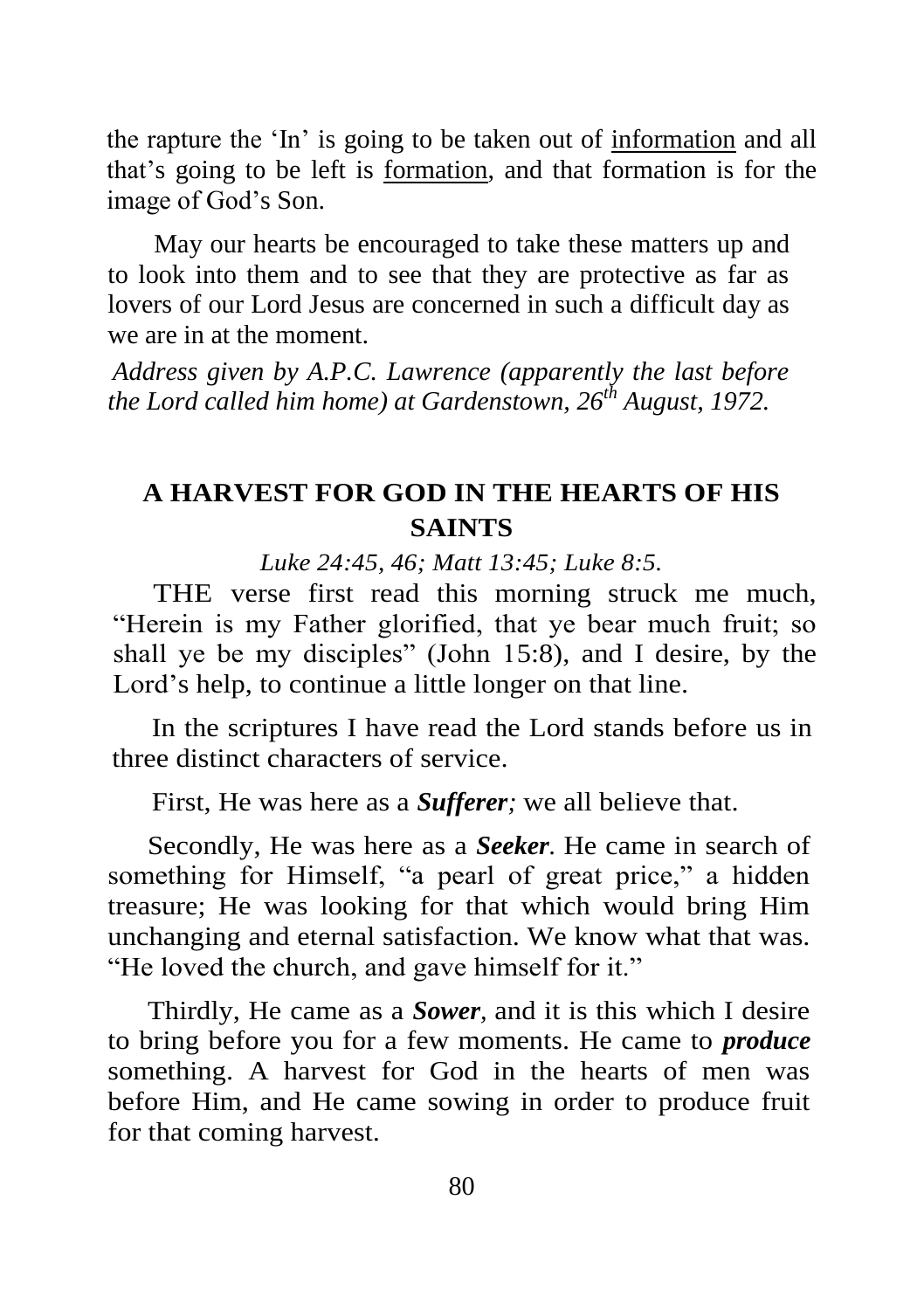the rapture the 'In' is going to be taken out of <u>information</u> and all that's going to be left is <u>formation</u>, and that formation is for the image of God's Son.

May our hearts be encouraged to take these matters up and to look into them and to see that they are protective as far as lovers of our Lord Jesus are concerned in such a difficult day as we are in at the moment.

*Address given by A.P.C. Lawrence (apparently the last before the Lord called him home) at Gardenstown, 26th August, 1972.*

## A HARVEST FOR GOD IN THE HEARTS OF HIS SAINTS

*Luke 24:45, 46; Matt 13:45; Luke 8:5.*

THE verse first read this morning struck me much, "Herein is my Father glorified, that ye bear much fruit; so shall ye be my disciples" (John 15:8), and I desire, by the Lord's help, to continue a little longer on that line.

In the scriptures I have read the Lord stands before us in three distinct characters of service.

First, He was here as a ***Sufferer;*** we all believe that.

Secondly, He was here as a ***Seeker***. He came in search of something for Himself, "a pearl of great price," a hidden treasure; He was looking for that which would bring Him unchanging and eternal satisfaction. We know what that was. "He loved the church, and gave himself for it."

Thirdly, He came as a ***Sower***, and it is this which I desire to bring before you for a few moments. He came to ***produce*** something. A harvest for God in the hearts of men was before Him, and He came sowing in order to produce fruit for that coming harvest.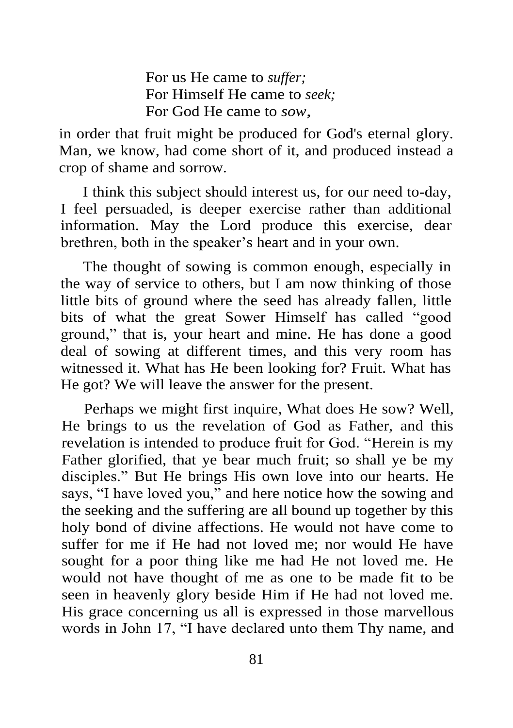For us He came to *suffer;*  
For Himself He came to *seek;*  
For God He came to *sow,*

in order that fruit might be produced for God's eternal glory. Man, we know, had come short of it, and produced instead a crop of shame and sorrow.

I think this subject should interest us, for our need to-day, I feel persuaded, is deeper exercise rather than additional information. May the Lord produce this exercise, dear brethren, both in the speaker's heart and in your own.

The thought of sowing is common enough, especially in the way of service to others, but I am now thinking of those little bits of ground where the seed has already fallen, little bits of what the great Sower Himself has called "good ground," that is, your heart and mine. He has done a good deal of sowing at different times, and this very room has witnessed it. What has He been looking for? Fruit. What has He got? We will leave the answer for the present.

Perhaps we might first inquire, What does He sow? Well, He brings to us the revelation of God as Father, and this revelation is intended to produce fruit for God. "Herein is my Father glorified, that ye bear much fruit; so shall ye be my disciples." But He brings His own love into our hearts. He says, "I have loved you," and here notice how the sowing and the seeking and the suffering are all bound up together by this holy bond of divine affections. He would not have come to suffer for me if He had not loved me; nor would He have sought for a poor thing like me had He not loved me. He would not have thought of me as one to be made fit to be seen in heavenly glory beside Him if He had not loved me. His grace concerning us all is expressed in those marvellous words in John 17, "I have declared unto them Thy name, and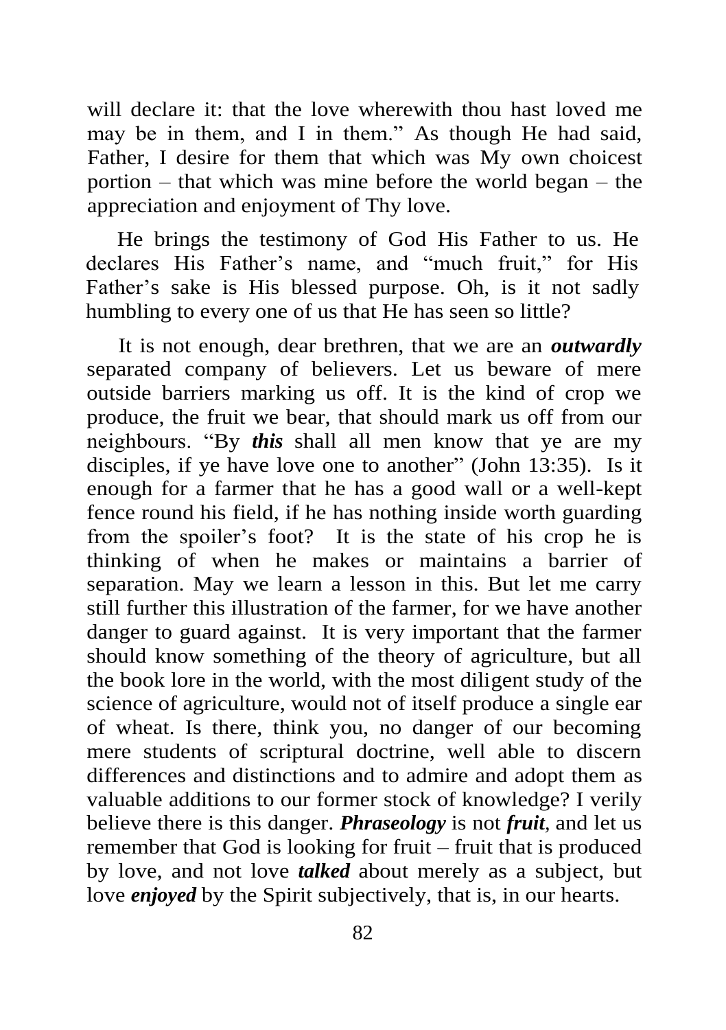will declare it: that the love wherewith thou hast loved me may be in them, and I in them." As though He had said, Father, I desire for them that which was My own choicest portion – that which was mine before the world began – the appreciation and enjoyment of Thy love.

He brings the testimony of God His Father to us. He declares His Father's name, and "much fruit," for His Father's sake is His blessed purpose. Oh, is it not sadly humbling to every one of us that He has seen so little?

It is not enough, dear brethren, that we are an ***outwardly*** separated company of believers. Let us beware of mere outside barriers marking us off. It is the kind of crop we produce, the fruit we bear, that should mark us off from our neighbours. "By ***this*** shall all men know that ye are my disciples, if ye have love one to another" (John 13:35). Is it enough for a farmer that he has a good wall or a well-kept fence round his field, if he has nothing inside worth guarding from the spoiler's foot? It is the state of his crop he is thinking of when he makes or maintains a barrier of separation. May we learn a lesson in this. But let me carry still further this illustration of the farmer, for we have another danger to guard against. It is very important that the farmer should know something of the theory of agriculture, but all the book lore in the world, with the most diligent study of the science of agriculture, would not of itself produce a single ear of wheat. Is there, think you, no danger of our becoming mere students of scriptural doctrine, well able to discern differences and distinctions and to admire and adopt them as valuable additions to our former stock of knowledge? I verily believe there is this danger. ***Phraseology*** is not ***fruit***, and let us remember that God is looking for fruit – fruit that is produced by love, and not love ***talked*** about merely as a subject, but love ***enjoyed*** by the Spirit subjectively, that is, in our hearts.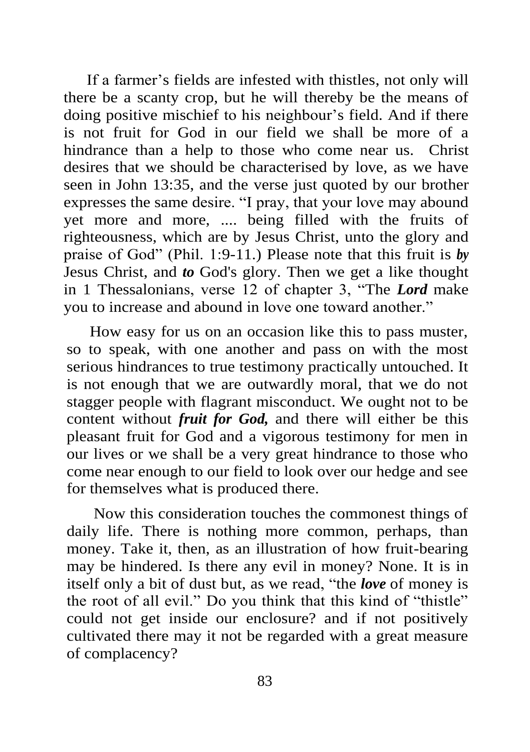If a farmer's fields are infested with thistles, not only will there be a scanty crop, but he will thereby be the means of doing positive mischief to his neighbour's field. And if there is not fruit for God in our field we shall be more of a hindrance than a help to those who come near us. Christ desires that we should be characterised by love, as we have seen in John 13:35, and the verse just quoted by our brother expresses the same desire. "I pray, that your love may abound yet more and more, .... being filled with the fruits of righteousness, which are by Jesus Christ, unto the glory and praise of God" (Phil. 1:9-11.) Please note that this fruit is ***by*** Jesus Christ, and ***to*** God's glory. Then we get a like thought in 1 Thessalonians, verse 12 of chapter 3, "The ***Lord*** make you to increase and abound in love one toward another."

How easy for us on an occasion like this to pass muster, so to speak, with one another and pass on with the most serious hindrances to true testimony practically untouched. It is not enough that we are outwardly moral, that we do not stagger people with flagrant misconduct. We ought not to be content without ***fruit for God,*** and there will either be this pleasant fruit for God and a vigorous testimony for men in our lives or we shall be a very great hindrance to those who come near enough to our field to look over our hedge and see for themselves what is produced there.

Now this consideration touches the commonest things of daily life. There is nothing more common, perhaps, than money. Take it, then, as an illustration of how fruit-bearing may be hindered. Is there any evil in money? None. It is in itself only a bit of dust but, as we read, "the ***love*** of money is the root of all evil." Do you think that this kind of "thistle" could not get inside our enclosure? and if not positively cultivated there may it not be regarded with a great measure of complacency?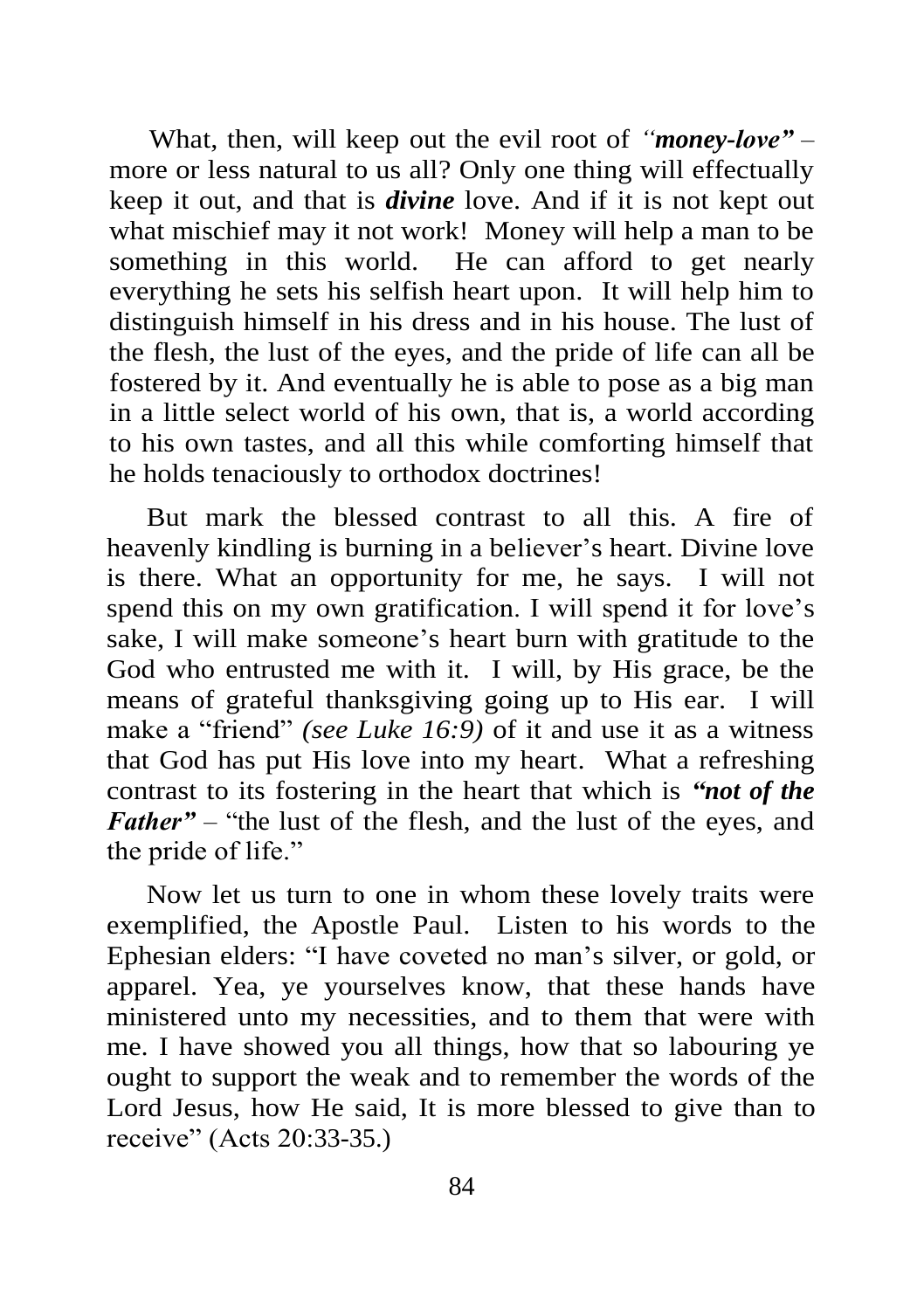What, then, will keep out the evil root of *"**money-love**"* – more or less natural to us all? Only one thing will effectually keep it out, and that is ***divine*** love. And if it is not kept out what mischief may it not work! Money will help a man to be something in this world. He can afford to get nearly everything he sets his selfish heart upon. It will help him to distinguish himself in his dress and in his house. The lust of the flesh, the lust of the eyes, and the pride of life can all be fostered by it. And eventually he is able to pose as a big man in a little select world of his own, that is, a world according to his own tastes, and all this while comforting himself that he holds tenaciously to orthodox doctrines!

But mark the blessed contrast to all this. A fire of heavenly kindling is burning in a believer's heart. Divine love is there. What an opportunity for me, he says. I will not spend this on my own gratification. I will spend it for love's sake, I will make someone's heart burn with gratitude to the God who entrusted me with it. I will, by His grace, be the means of grateful thanksgiving going up to His ear. I will make a "friend" *(see Luke 16:9)* of it and use it as a witness that God has put His love into my heart. What a refreshing contrast to its fostering in the heart that which is ***"not of the Father"*** – "the lust of the flesh, and the lust of the eyes, and the pride of life."

Now let us turn to one in whom these lovely traits were exemplified, the Apostle Paul. Listen to his words to the Ephesian elders: "I have coveted no man's silver, or gold, or apparel. Yea, ye yourselves know, that these hands have ministered unto my necessities, and to them that were with me. I have showed you all things, how that so labouring ye ought to support the weak and to remember the words of the Lord Jesus, how He said, It is more blessed to give than to receive" (Acts 20:33-35.)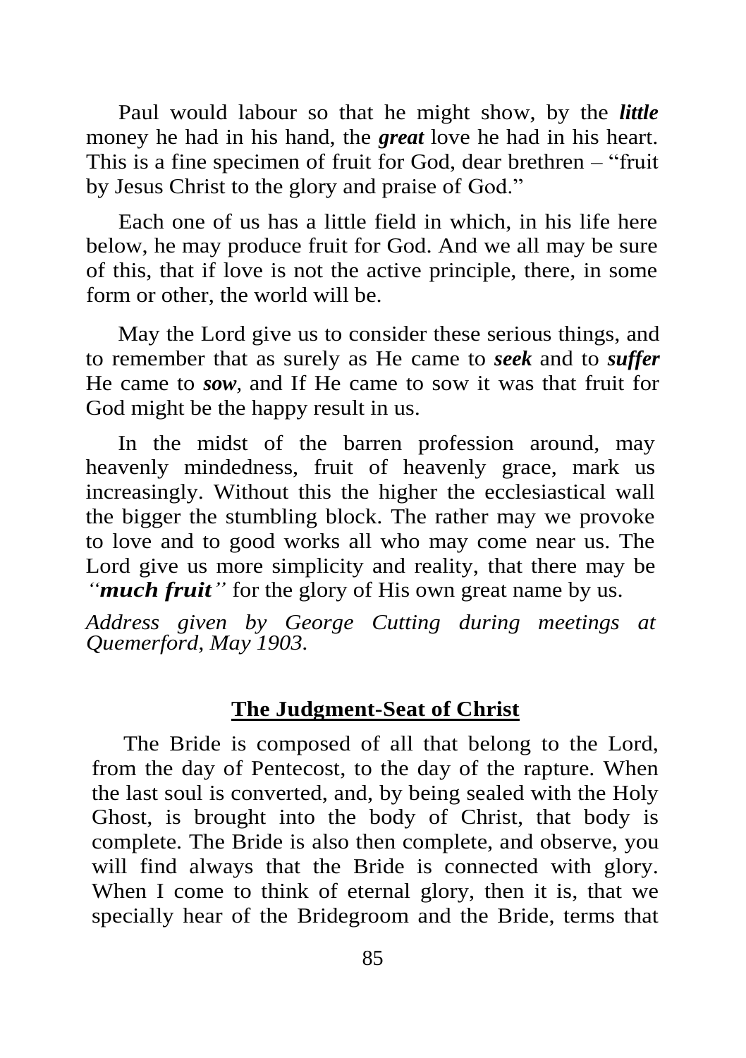Paul would labour so that he might show, by the ***little*** money he had in his hand, the ***great*** love he had in his heart. This is a fine specimen of fruit for God, dear brethren – "fruit by Jesus Christ to the glory and praise of God."

Each one of us has a little field in which, in his life here below, he may produce fruit for God. And we all may be sure of this, that if love is not the active principle, there, in some form or other, the world will be.

May the Lord give us to consider these serious things, and to remember that as surely as He came to ***seek*** and to ***suffer*** He came to ***sow***, and If He came to sow it was that fruit for God might be the happy result in us.

In the midst of the barren profession around, may heavenly mindedness, fruit of heavenly grace, mark us increasingly. Without this the higher the ecclesiastical wall the bigger the stumbling block. The rather may we provoke to love and to good works all who may come near us. The Lord give us more simplicity and reality, that there may be *"**much fruit**"* for the glory of His own great name by us.

*Address given by George Cutting during meetings at Quemerford, May 1903.*

## The Judgment-Seat of Christ

The Bride is composed of all that belong to the Lord, from the day of Pentecost, to the day of the rapture. When the last soul is converted, and, by being sealed with the Holy Ghost, is brought into the body of Christ, that body is complete. The Bride is also then complete, and observe, you will find always that the Bride is connected with glory. When I come to think of eternal glory, then it is, that we specially hear of the Bridegroom and the Bride, terms that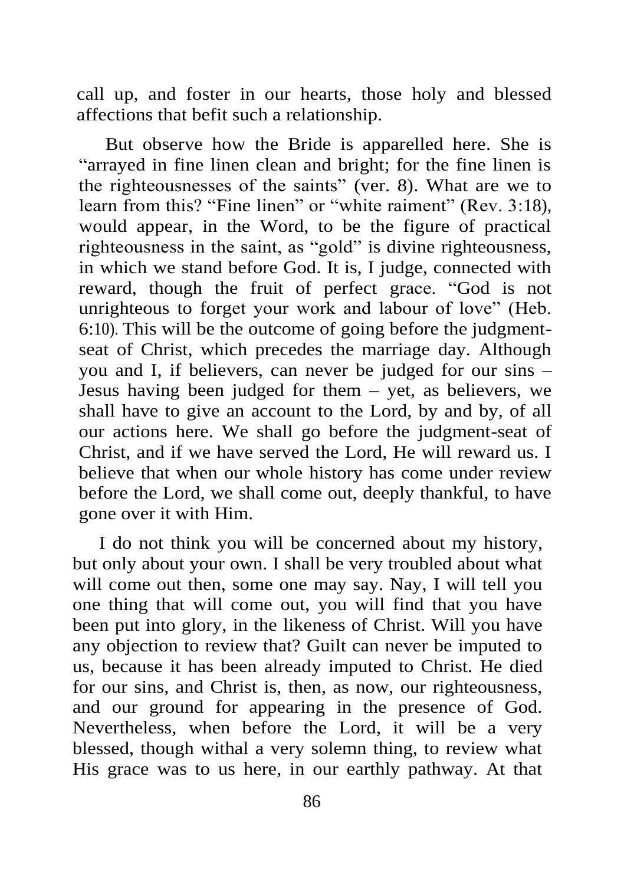call up, and foster in our hearts, those holy and blessed affections that befit such a relationship.

But observe how the Bride is apparelled here. She is "arrayed in fine linen clean and bright; for the fine linen is the righteousnesses of the saints" (ver. 8). What are we to learn from this? "Fine linen" or "white raiment" (Rev. 3:18), would appear, in the Word, to be the figure of practical righteousness in the saint, as "gold" is divine righteousness, in which we stand before God. It is, I judge, connected with reward, though the fruit of perfect grace. "God is not unrighteous to forget your work and labour of love" (Heb. 6:10). This will be the outcome of going before the judgment-seat of Christ, which precedes the marriage day. Although you and I, if believers, can never be judged for our sins – Jesus having been judged for them – yet, as believers, we shall have to give an account to the Lord, by and by, of all our actions here. We shall go before the judgment-seat of Christ, and if we have served the Lord, He will reward us. I believe that when our whole history has come under review before the Lord, we shall come out, deeply thankful, to have gone over it with Him.

I do not think you will be concerned about my history, but only about your own. I shall be very troubled about what will come out then, some one may say. Nay, I will tell you one thing that will come out, you will find that you have been put into glory, in the likeness of Christ. Will you have any objection to review that? Guilt can never be imputed to us, because it has been already imputed to Christ. He died for our sins, and Christ is, then, as now, our righteousness, and our ground for appearing in the presence of God. Nevertheless, when before the Lord, it will be a very blessed, though withal a very solemn thing, to review what His grace was to us here, in our earthly pathway. At that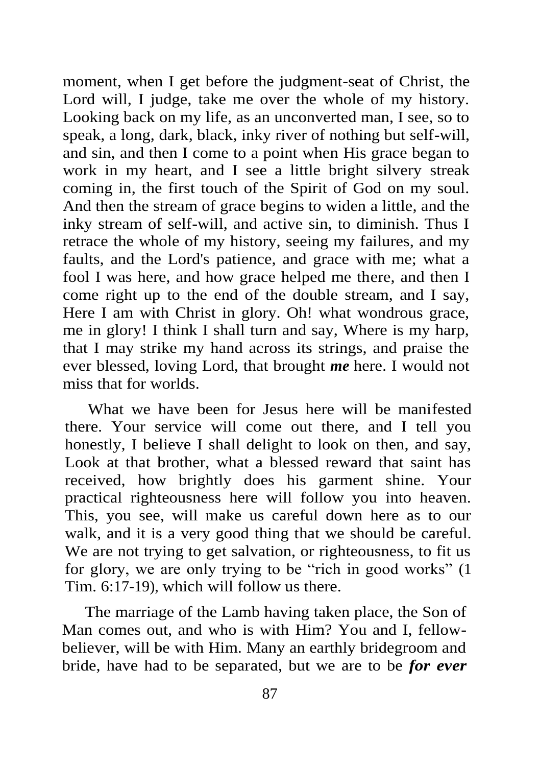moment, when I get before the judgment-seat of Christ, the Lord will, I judge, take me over the whole of my history. Looking back on my life, as an unconverted man, I see, so to speak, a long, dark, black, inky river of nothing but self-will, and sin, and then I come to a point when His grace began to work in my heart, and I see a little bright silvery streak coming in, the first touch of the Spirit of God on my soul. And then the stream of grace begins to widen a little, and the inky stream of self-will, and active sin, to diminish. Thus I retrace the whole of my history, seeing my failures, and my faults, and the Lord's patience, and grace with me; what a fool I was here, and how grace helped me there, and then I come right up to the end of the double stream, and I say, Here I am with Christ in glory. Oh! what wondrous grace, me in glory! I think I shall turn and say, Where is my harp, that I may strike my hand across its strings, and praise the ever blessed, loving Lord, that brought ***me*** here. I would not miss that for worlds.

What we have been for Jesus here will be manifested there. Your service will come out there, and I tell you honestly, I believe I shall delight to look on then, and say, Look at that brother, what a blessed reward that saint has received, how brightly does his garment shine. Your practical righteousness here will follow you into heaven. This, you see, will make us careful down here as to our walk, and it is a very good thing that we should be careful. We are not trying to get salvation, or righteousness, to fit us for glory, we are only trying to be "rich in good works" (1 Tim. 6:17-19), which will follow us there.

The marriage of the Lamb having taken place, the Son of Man comes out, and who is with Him? You and I, fellow-believer, will be with Him. Many an earthly bridegroom and bride, have had to be separated, but we are to be ***for ever***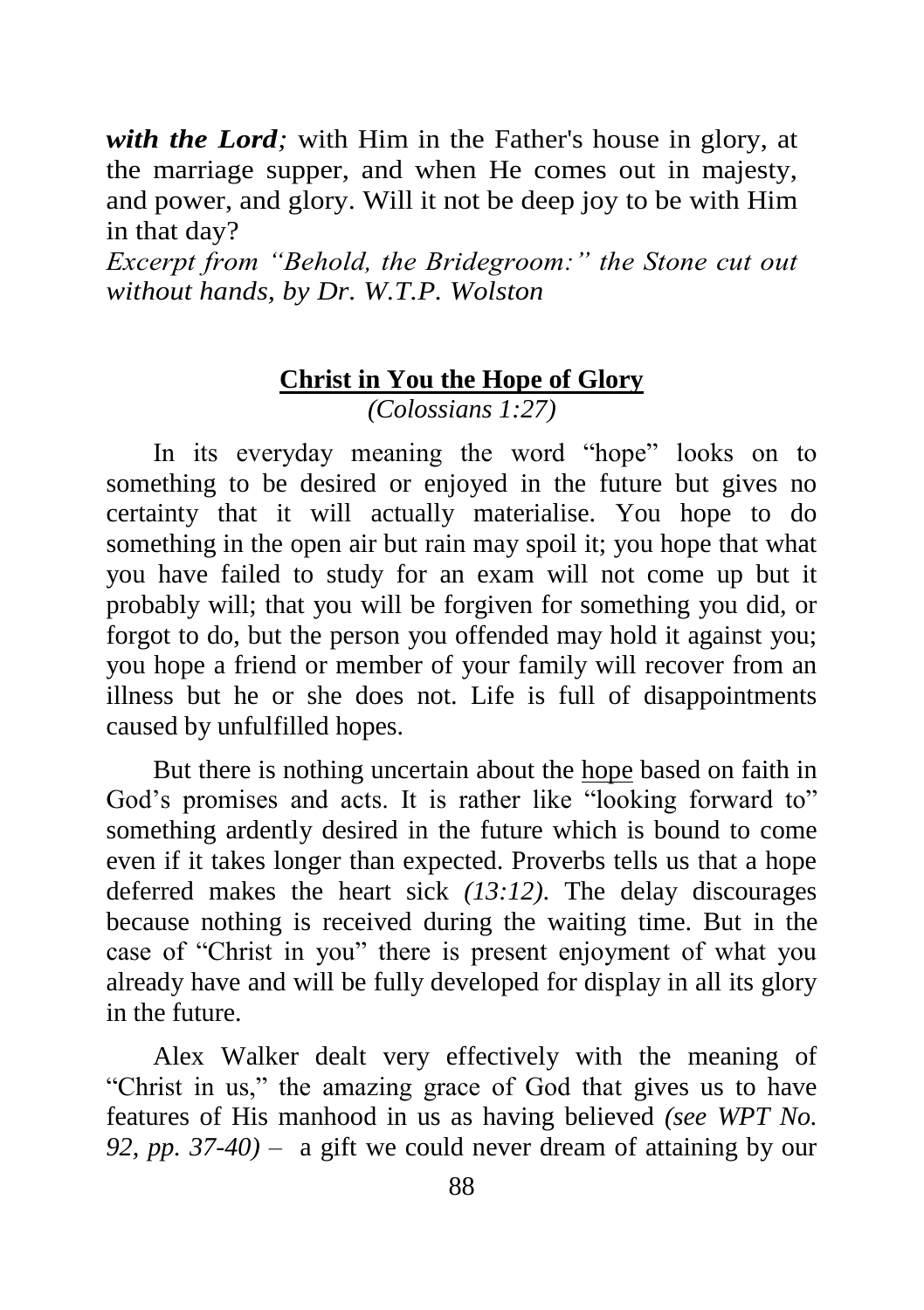***with the Lord;*** with Him in the Father's house in glory, at the marriage supper, and when He comes out in majesty, and power, and glory. Will it not be deep joy to be with Him in that day?

*Excerpt from "Behold, the Bridegroom:" the Stone cut out without hands, by Dr. W.T.P. Wolston*

## <u>Christ in You the Hope of Glory</u>

*(Colossians 1:27)*

In its everyday meaning the word "hope" looks on to something to be desired or enjoyed in the future but gives no certainty that it will actually materialise. You hope to do something in the open air but rain may spoil it; you hope that what you have failed to study for an exam will not come up but it probably will; that you will be forgiven for something you did, or forgot to do, but the person you offended may hold it against you; you hope a friend or member of your family will recover from an illness but he or she does not. Life is full of disappointments caused by unfulfilled hopes.

But there is nothing uncertain about the <u>hope</u> based on faith in God's promises and acts. It is rather like "looking forward to" something ardently desired in the future which is bound to come even if it takes longer than expected. Proverbs tells us that a hope deferred makes the heart sick *(13:12)*. The delay discourages because nothing is received during the waiting time. But in the case of "Christ in you" there is present enjoyment of what you already have and will be fully developed for display in all its glory in the future.

Alex Walker dealt very effectively with the meaning of "Christ in us," the amazing grace of God that gives us to have features of His manhood in us as having believed *(see WPT No. 92, pp. 37-40)* – a gift we could never dream of attaining by our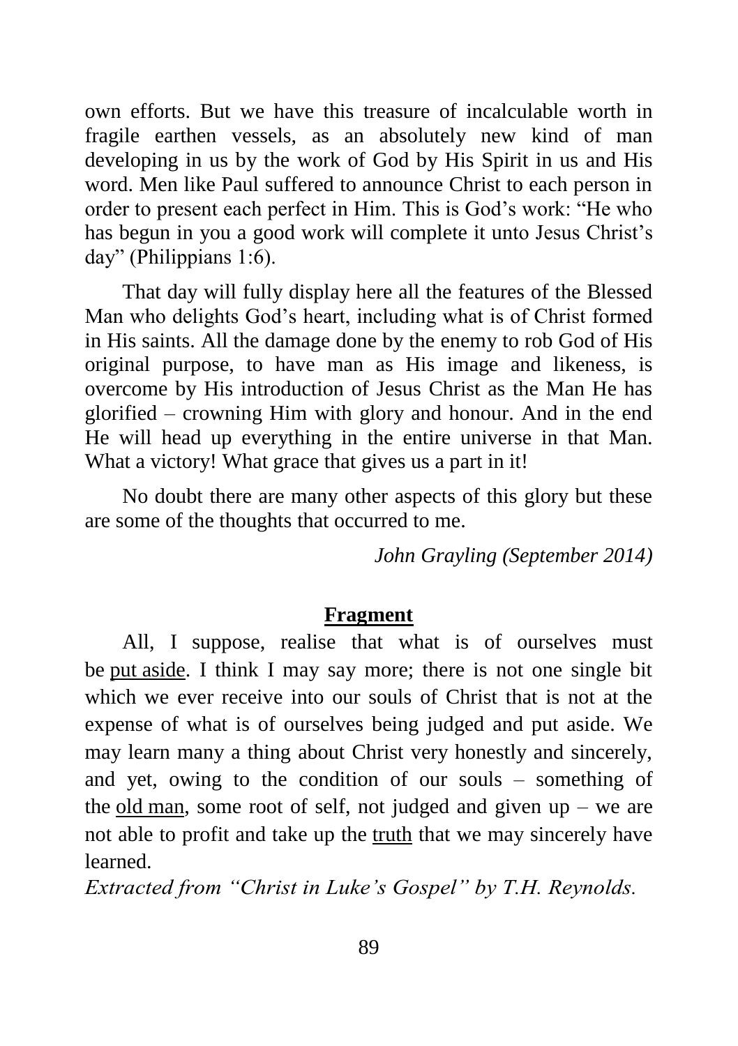own efforts. But we have this treasure of incalculable worth in fragile earthen vessels, as an absolutely new kind of man developing in us by the work of God by His Spirit in us and His word. Men like Paul suffered to announce Christ to each person in order to present each perfect in Him. This is God's work: "He who has begun in you a good work will complete it unto Jesus Christ's day" (Philippians 1:6).

That day will fully display here all the features of the Blessed Man who delights God's heart, including what is of Christ formed in His saints. All the damage done by the enemy to rob God of His original purpose, to have man as His image and likeness, is overcome by His introduction of Jesus Christ as the Man He has glorified – crowning Him with glory and honour. And in the end He will head up everything in the entire universe in that Man. What a victory! What grace that gives us a part in it!

No doubt there are many other aspects of this glory but these are some of the thoughts that occurred to me.

*John Grayling (September 2014)*

## Fragment

All, I suppose, realise that what is of ourselves must be put aside. I think I may say more; there is not one single bit which we ever receive into our souls of Christ that is not at the expense of what is of ourselves being judged and put aside. We may learn many a thing about Christ very honestly and sincerely, and yet, owing to the condition of our souls – something of the old man, some root of self, not judged and given up – we are not able to profit and take up the truth that we may sincerely have learned.

*Extracted from "Christ in Luke's Gospel" by T.H. Reynolds.*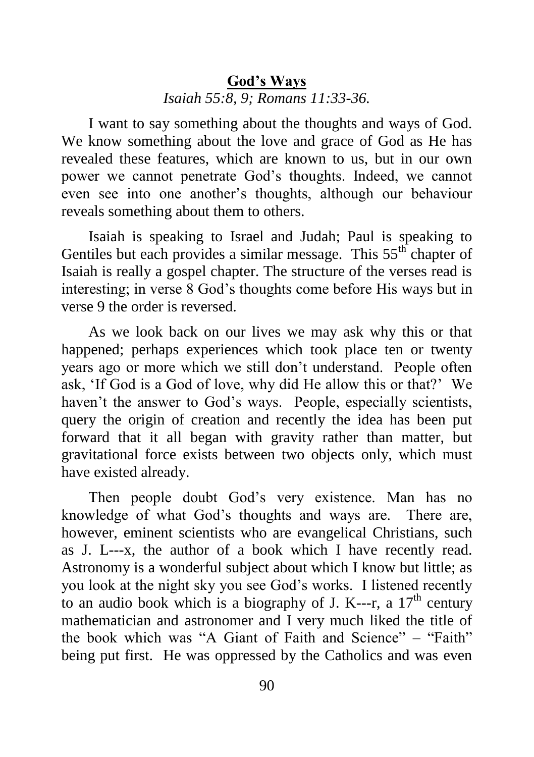**God's Ways**

*Isaiah 55:8, 9; Romans 11:33-36.*

I want to say something about the thoughts and ways of God. We know something about the love and grace of God as He has revealed these features, which are known to us, but in our own power we cannot penetrate God's thoughts. Indeed, we cannot even see into one another's thoughts, although our behaviour reveals something about them to others.

Isaiah is speaking to Israel and Judah; Paul is speaking to Gentiles but each provides a similar message. This 55th chapter of Isaiah is really a gospel chapter. The structure of the verses read is interesting; in verse 8 God's thoughts come before His ways but in verse 9 the order is reversed.

As we look back on our lives we may ask why this or that happened; perhaps experiences which took place ten or twenty years ago or more which we still don't understand. People often ask, 'If God is a God of love, why did He allow this or that?' We haven't the answer to God's ways. People, especially scientists, query the origin of creation and recently the idea has been put forward that it all began with gravity rather than matter, but gravitational force exists between two objects only, which must have existed already.

Then people doubt God's very existence. Man has no knowledge of what God's thoughts and ways are. There are, however, eminent scientists who are evangelical Christians, such as J. L---x, the author of a book which I have recently read. Astronomy is a wonderful subject about which I know but little; as you look at the night sky you see God's works. I listened recently to an audio book which is a biography of J. K---r, a 17th century mathematician and astronomer and I very much liked the title of the book which was "A Giant of Faith and Science" – "Faith" being put first. He was oppressed by the Catholics and was even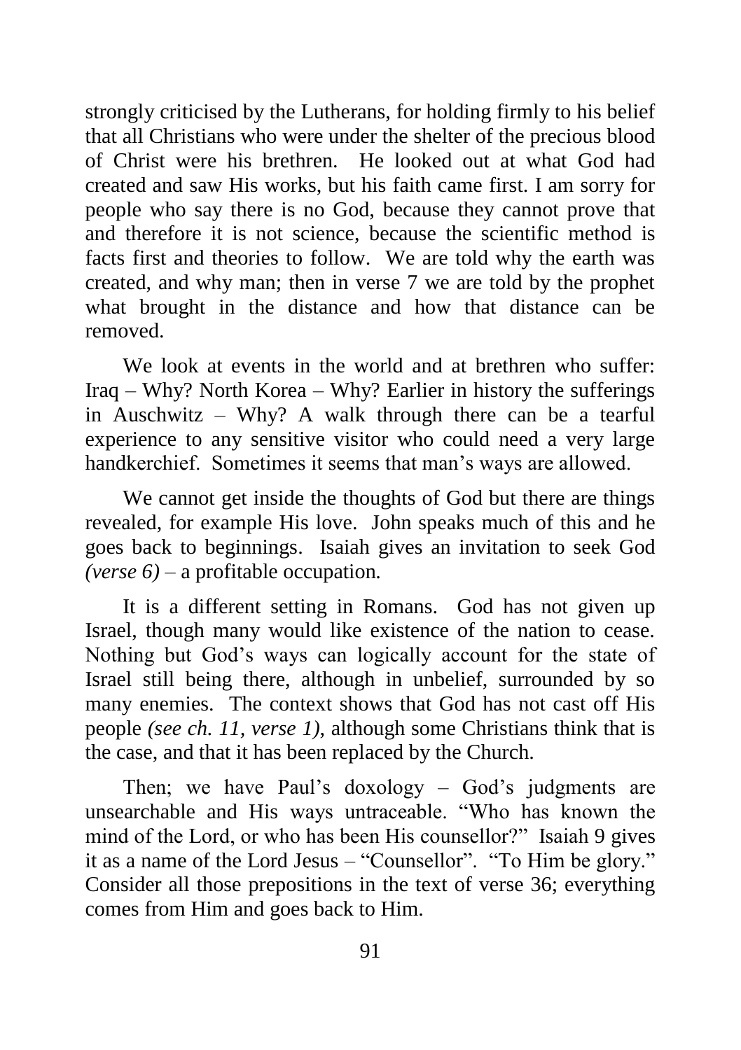strongly criticised by the Lutherans, for holding firmly to his belief that all Christians who were under the shelter of the precious blood of Christ were his brethren. He looked out at what God had created and saw His works, but his faith came first. I am sorry for people who say there is no God, because they cannot prove that and therefore it is not science, because the scientific method is facts first and theories to follow. We are told why the earth was created, and why man; then in verse 7 we are told by the prophet what brought in the distance and how that distance can be removed.

We look at events in the world and at brethren who suffer: Iraq – Why? North Korea – Why? Earlier in history the sufferings in Auschwitz – Why? A walk through there can be a tearful experience to any sensitive visitor who could need a very large handkerchief. Sometimes it seems that man's ways are allowed.

We cannot get inside the thoughts of God but there are things revealed, for example His love. John speaks much of this and he goes back to beginnings. Isaiah gives an invitation to seek God *(verse 6)* – a profitable occupation.

It is a different setting in Romans. God has not given up Israel, though many would like existence of the nation to cease. Nothing but God's ways can logically account for the state of Israel still being there, although in unbelief, surrounded by so many enemies. The context shows that God has not cast off His people *(see ch. 11, verse 1)*, although some Christians think that is the case, and that it has been replaced by the Church.

Then; we have Paul's doxology – God's judgments are unsearchable and His ways untraceable. "Who has known the mind of the Lord, or who has been His counsellor?" Isaiah 9 gives it as a name of the Lord Jesus – "Counsellor". "To Him be glory." Consider all those prepositions in the text of verse 36; everything comes from Him and goes back to Him.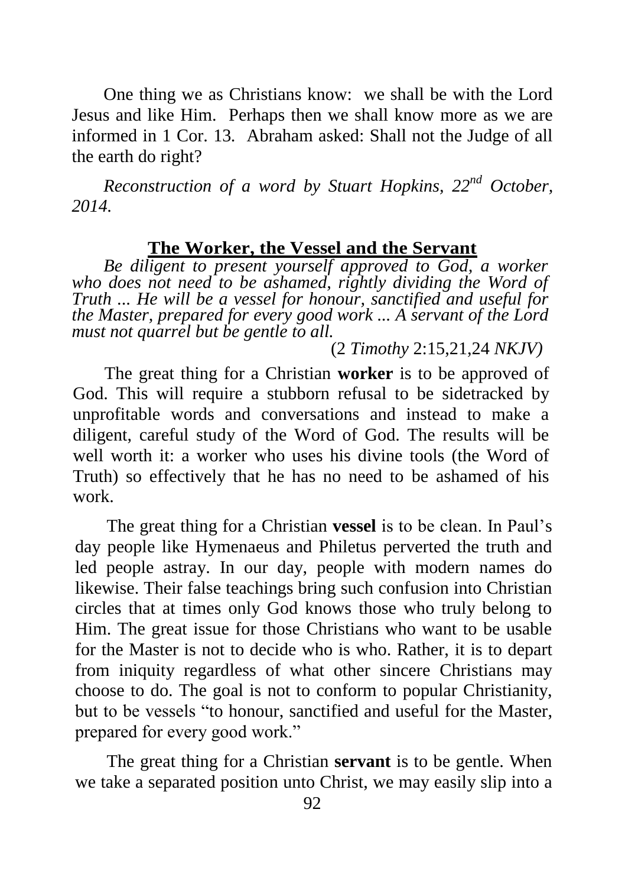One thing we as Christians know: we shall be with the Lord Jesus and like Him. Perhaps then we shall know more as we are informed in 1 Cor. 13. Abraham asked: Shall not the Judge of all the earth do right?

*Reconstruction of a word by Stuart Hopkins, 22nd October, 2014.*

## The Worker, the Vessel and the Servant

*Be diligent to present yourself approved to God, a worker who does not need to be ashamed, rightly dividing the Word of Truth ... He will be a vessel for honour, sanctified and useful for the Master, prepared for every good work ... A servant of the Lord must not quarrel but be gentle to all.*

(2 *Timothy* 2:15,21,24 *NKJV)*

The great thing for a Christian **worker** is to be approved of God. This will require a stubborn refusal to be sidetracked by unprofitable words and conversations and instead to make a diligent, careful study of the Word of God. The results will be well worth it: a worker who uses his divine tools (the Word of Truth) so effectively that he has no need to be ashamed of his work.

The great thing for a Christian **vessel** is to be clean. In Paul's day people like Hymenaeus and Philetus perverted the truth and led people astray. In our day, people with modern names do likewise. Their false teachings bring such confusion into Christian circles that at times only God knows those who truly belong to Him. The great issue for those Christians who want to be usable for the Master is not to decide who is who. Rather, it is to depart from iniquity regardless of what other sincere Christians may choose to do. The goal is not to conform to popular Christianity, but to be vessels "to honour, sanctified and useful for the Master, prepared for every good work."

The great thing for a Christian **servant** is to be gentle. When we take a separated position unto Christ, we may easily slip into a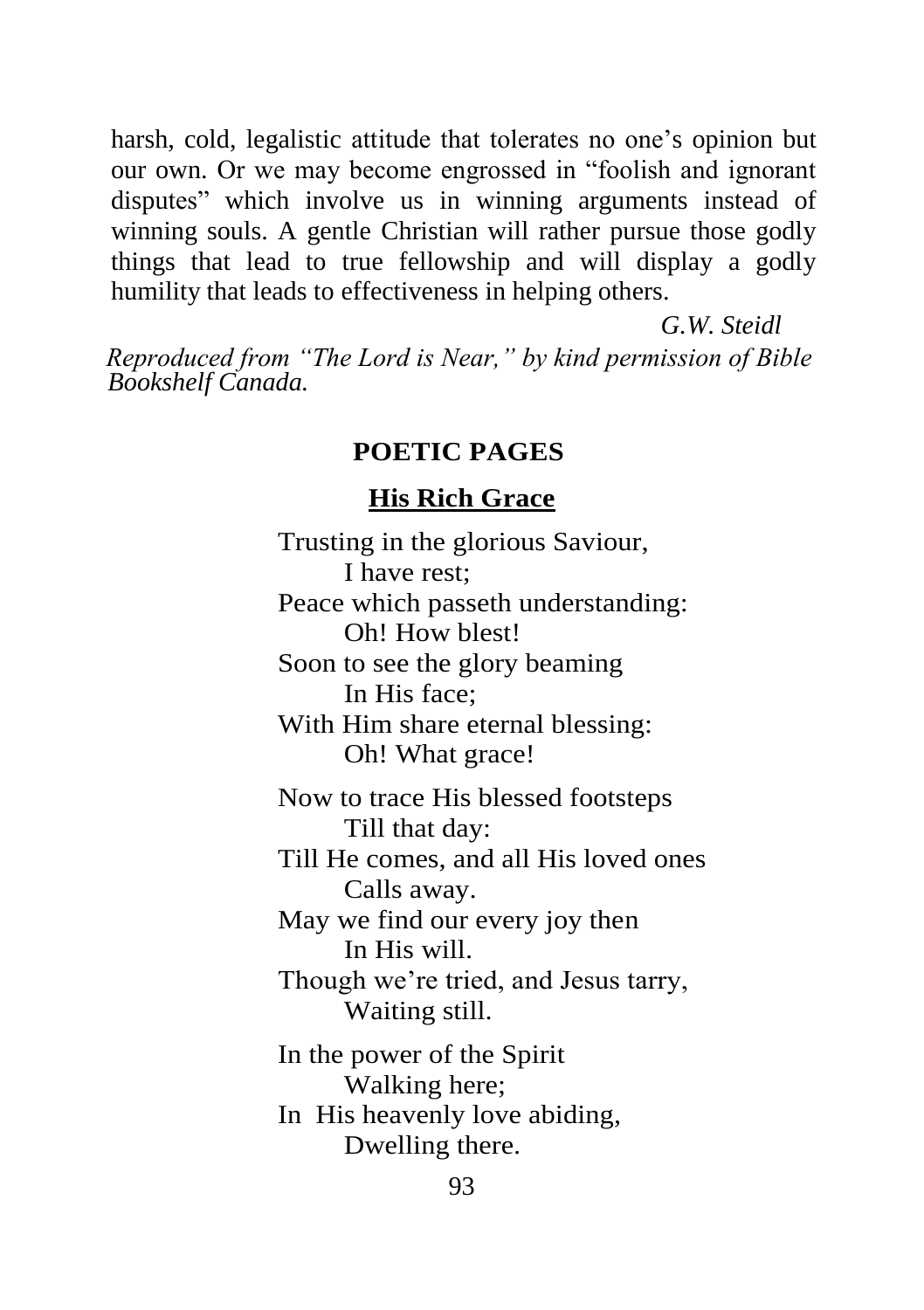harsh, cold, legalistic attitude that tolerates no one's opinion but our own. Or we may become engrossed in "foolish and ignorant disputes" which involve us in winning arguments instead of winning souls. A gentle Christian will rather pursue those godly things that lead to true fellowship and will display a godly humility that leads to effectiveness in helping others.

*G.W. Steidl*

*Reproduced from "The Lord is Near," by kind permission of Bible Bookshelf Canada.*

## POETIC PAGES

### His Rich Grace

Trusting in the glorious Saviour,
  I have rest;
Peace which passeth understanding:
  Oh! How blest!
Soon to see the glory beaming
  In His face;
With Him share eternal blessing:
  Oh! What grace!

Now to trace His blessed footsteps
  Till that day:
Till He comes, and all His loved ones
  Calls away.
May we find our every joy then
  In His will.
Though we're tried, and Jesus tarry,
  Waiting still.

In the power of the Spirit
  Walking here;
In His heavenly love abiding,
  Dwelling there.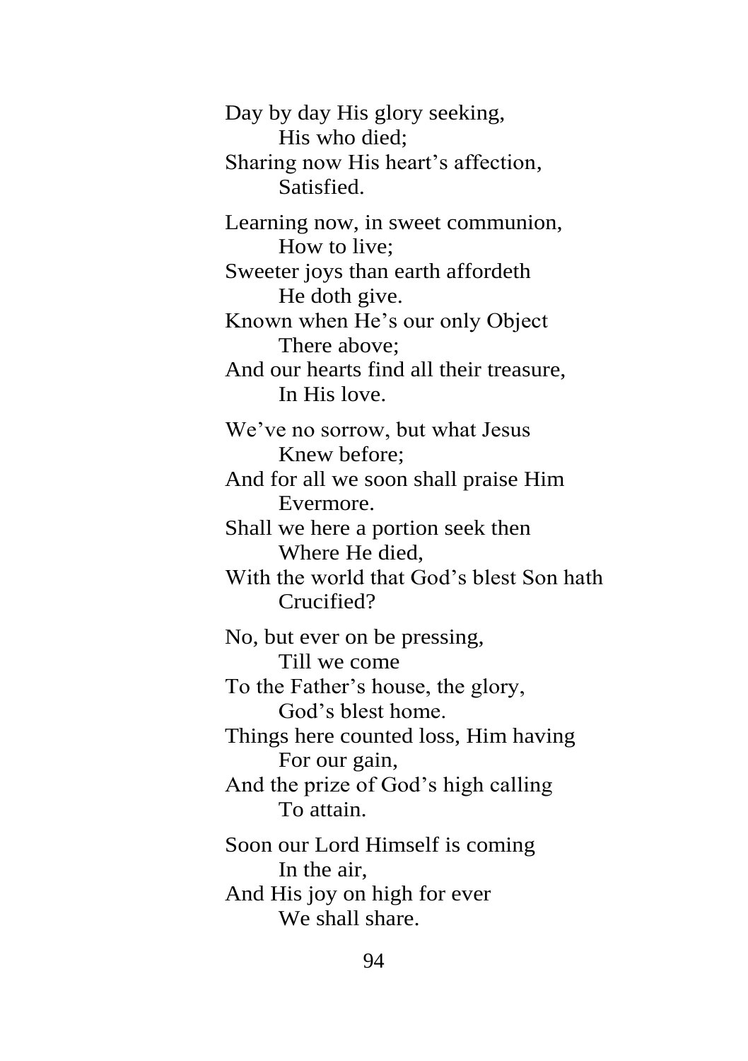Day by day His glory seeking,
&nbsp;&nbsp;&nbsp;&nbsp;&nbsp;&nbsp;&nbsp;&nbsp;His who died;
Sharing now His heart's affection,
&nbsp;&nbsp;&nbsp;&nbsp;&nbsp;&nbsp;&nbsp;&nbsp;Satisfied.

Learning now, in sweet communion,
&nbsp;&nbsp;&nbsp;&nbsp;&nbsp;&nbsp;&nbsp;&nbsp;How to live;
Sweeter joys than earth affordeth
&nbsp;&nbsp;&nbsp;&nbsp;&nbsp;&nbsp;&nbsp;&nbsp;He doth give.
Known when He's our only Object
&nbsp;&nbsp;&nbsp;&nbsp;&nbsp;&nbsp;&nbsp;&nbsp;There above;
And our hearts find all their treasure,
&nbsp;&nbsp;&nbsp;&nbsp;&nbsp;&nbsp;&nbsp;&nbsp;In His love.

We've no sorrow, but what Jesus
&nbsp;&nbsp;&nbsp;&nbsp;&nbsp;&nbsp;&nbsp;&nbsp;Knew before;
And for all we soon shall praise Him
&nbsp;&nbsp;&nbsp;&nbsp;&nbsp;&nbsp;&nbsp;&nbsp;Evermore.
Shall we here a portion seek then
&nbsp;&nbsp;&nbsp;&nbsp;&nbsp;&nbsp;&nbsp;&nbsp;Where He died,
With the world that God's blest Son hath
&nbsp;&nbsp;&nbsp;&nbsp;&nbsp;&nbsp;&nbsp;&nbsp;Crucified?

No, but ever on be pressing,
&nbsp;&nbsp;&nbsp;&nbsp;&nbsp;&nbsp;&nbsp;&nbsp;Till we come
To the Father's house, the glory,
&nbsp;&nbsp;&nbsp;&nbsp;&nbsp;&nbsp;&nbsp;&nbsp;God's blest home.
Things here counted loss, Him having
&nbsp;&nbsp;&nbsp;&nbsp;&nbsp;&nbsp;&nbsp;&nbsp;For our gain,
And the prize of God's high calling
&nbsp;&nbsp;&nbsp;&nbsp;&nbsp;&nbsp;&nbsp;&nbsp;To attain.

Soon our Lord Himself is coming
&nbsp;&nbsp;&nbsp;&nbsp;&nbsp;&nbsp;&nbsp;&nbsp;In the air,
And His joy on high for ever
&nbsp;&nbsp;&nbsp;&nbsp;&nbsp;&nbsp;&nbsp;&nbsp;We shall share.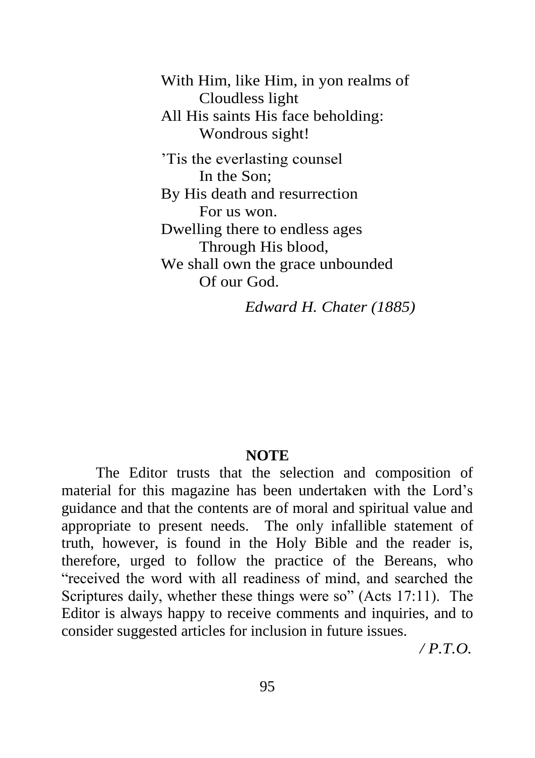With Him, like Him, in yon realms of  
        Cloudless light  
All His saints His face beholding:  
        Wondrous sight!

’Tis the everlasting counsel  
        In the Son;  
By His death and resurrection  
        For us won.  
Dwelling there to endless ages  
        Through His blood,  
We shall own the grace unbounded  
        Of our God.

*Edward H. Chater (1885)*

**NOTE**

The Editor trusts that the selection and composition of material for this magazine has been undertaken with the Lord’s guidance and that the contents are of moral and spiritual value and appropriate to present needs. The only infallible statement of truth, however, is found in the Holy Bible and the reader is, therefore, urged to follow the practice of the Bereans, who “received the word with all readiness of mind, and searched the Scriptures daily, whether these things were so” (Acts 17:11). The Editor is always happy to receive comments and inquiries, and to consider suggested articles for inclusion in future issues.

*/ P.T.O.*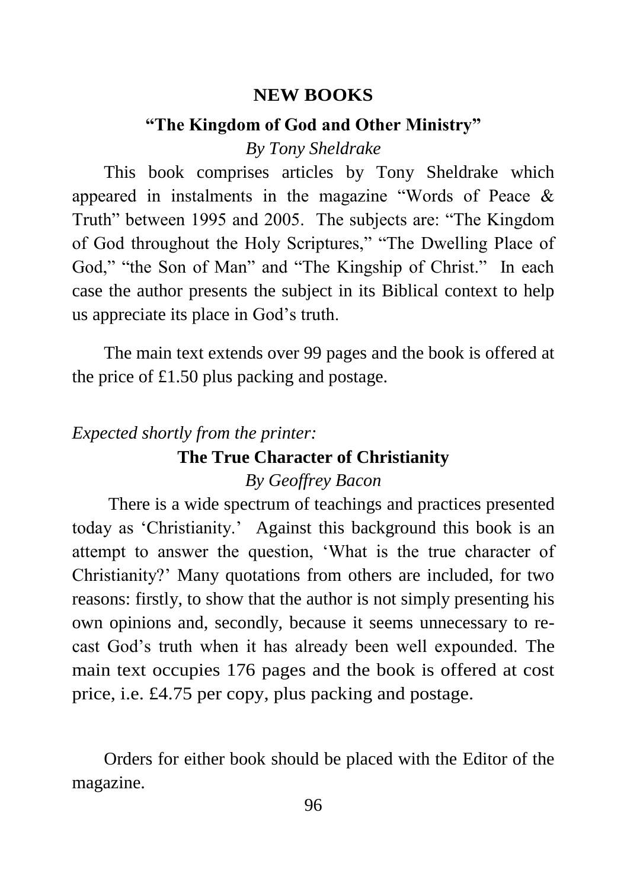## NEW BOOKS

### "The Kingdom of God and Other Ministry"

*By Tony Sheldrake*

This book comprises articles by Tony Sheldrake which appeared in instalments in the magazine "Words of Peace & Truth" between 1995 and 2005. The subjects are: "The Kingdom of God throughout the Holy Scriptures," "The Dwelling Place of God," "the Son of Man" and "The Kingship of Christ." In each case the author presents the subject in its Biblical context to help us appreciate its place in God's truth.

The main text extends over 99 pages and the book is offered at the price of £1.50 plus packing and postage.

*Expected shortly from the printer:*

### The True Character of Christianity

*By Geoffrey Bacon*

There is a wide spectrum of teachings and practices presented today as 'Christianity.' Against this background this book is an attempt to answer the question, 'What is the true character of Christianity?' Many quotations from others are included, for two reasons: firstly, to show that the author is not simply presenting his own opinions and, secondly, because it seems unnecessary to re-cast God's truth when it has already been well expounded. The main text occupies 176 pages and the book is offered at cost price, i.e. £4.75 per copy, plus packing and postage.

Orders for either book should be placed with the Editor of the magazine.